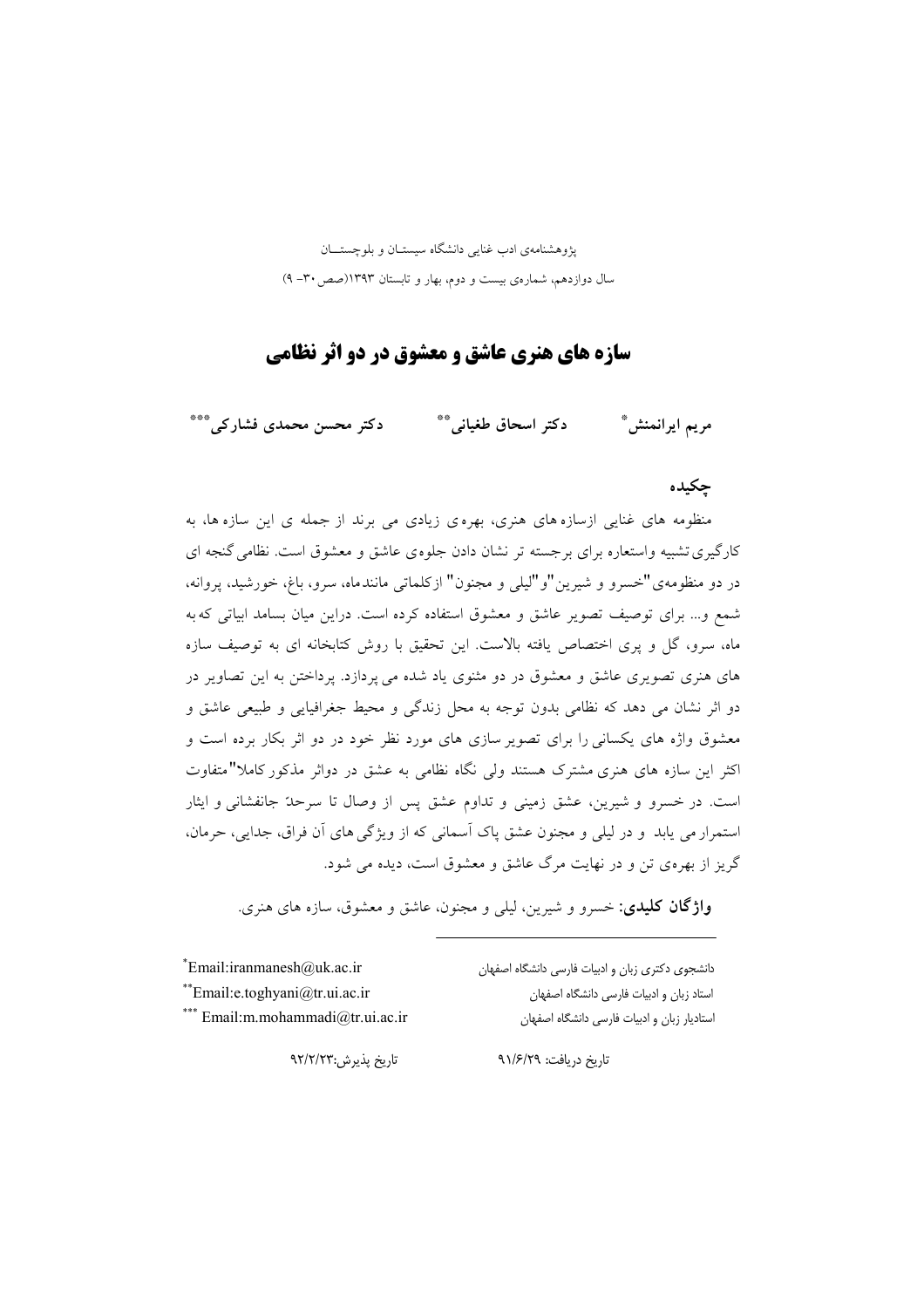پژوهشنامه‌ی ادب غنایی دانشگاه سیستـان و بلوچستــان

سال دوازدهم، شماره‌ی بیست و دوم، بهار و تابستان ۱۳۹۳(صص۳۰- ۹)

# سازه های هنری عاشق و معشوق در دو اثر نظامی

مریم ایرانمنش[*] دکتر اسحاق طغیانی[**] دکتر محسن محمدی فشارکی[***]

## چکیده

منظومه های غنایی ازسازه های هنری، بهره ی زیادی می برند از جمله ی این سازه ها، به کارگیری تشبیه واستعاره برای برجسته تر نشان دادن جلوه‌ی عاشق و معشوق است. نظامی گنجه ای در دو منظومه‌ی "خسرو و شیرین" و "لیلی و مجنون" ازکلماتی مانندماه، سرو، باغ، خورشید، پروانه، شمع و... برای توصیف تصویر عاشق و معشوق استفاده کرده است. دراین میان بسامد ابیاتی که به ماه، سرو، گل و پری اختصاص یافته بالاست. این تحقیق با روش کتابخانه ای به توصیف سازه های هنری تصویری عاشق و معشوق در دو مثنوی یاد شده می پردازد. پرداختن به این تصاویر در دو اثر نشان می دهد که نظامی بدون توجه به محل زندگی و محیط جغرافیایی و طبیعی عاشق و معشوق واژه های یکسانی را برای تصویر سازی های مورد نظر خود در دو اثر بکار برده است و اکثر این سازه های هنری مشترک هستند ولی نگاه نظامی به عشق در دواثر مذکور کاملا" متفاوت است. در خسرو و شیرین، عشق زمینی و تداوم عشق پس از وصال تا سرحدّ جانفشانی و ایثار استمرار می یابد و در لیلی و مجنون عشق پاک آسمانی که از ویژگی های آن فراق، جدایی، حرمان، گریز از بهره‌ی تن و در نهایت مرگ عاشق و معشوق است، دیده می شود.

**واژگان کلیدی:** خسرو و شیرین، لیلی و مجنون، عاشق و معشوق، سازه های هنری.

---

[*] دانشجوی دکتری زبان و ادبیات فارسی دانشگاه اصفهان Email:iranmanesh@uk.ac.ir

[**] استاد زبان و ادبیات فارسی دانشگاه اصفهان Email:e.toghyani@tr.ui.ac.ir

[***] استادیار زبان و ادبیات فارسی دانشگاه اصفهان Email:m.mohammadi@tr.ui.ac.ir

تاریخ دریافت: ۹۱/۶/۲۹ تاریخ پذیرش:۹۲/۲/۲۳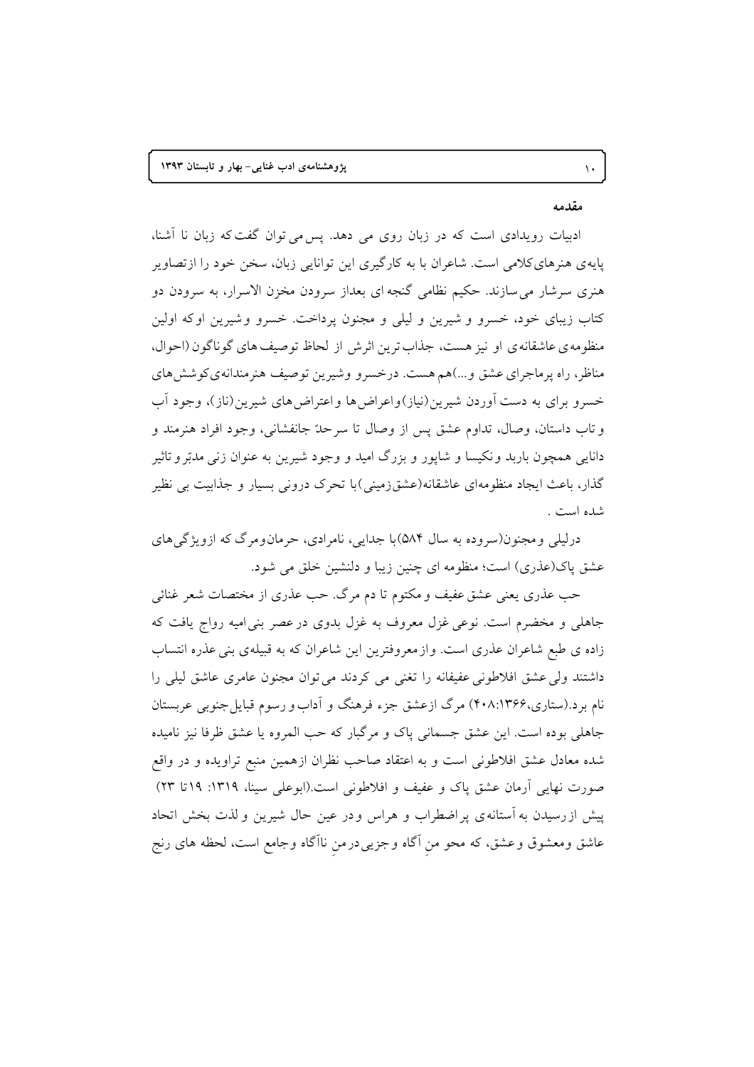## مقدمه

ادبیات رویدادی است که در زبان روی می دهد. پس می توان گفت که زبان نا آشنا، پایه‌ی هنرهای کلامی است. شاعران با به کارگیری این توانایی زبان، سخن خود را ازتصاویر هنری سرشار می‌سازند. حکیم نظامی گنجه ای بعداز سرودن مخزن الاسرار، به سرودن دو کتاب زیبای خود، خسرو و شیرین و لیلی و مجنون پرداخت. خسرو وشیرین اوکه اولین منظومه‌ی عاشقانه‌ی او نیز هست، جذاب‌ترین اثرش از لحاظ توصیف های گوناگون (احوال، مناظر، راه پرماجرای عشق و...)هم هست. درخسرو وشیرین توصیف هنرمندانه‌ی کوشش‌های خسرو برای به دست آوردن شیرین(نیاز)واعراض‌ها واعتراض‌های شیرین(ناز)، وجود آب و تاب داستان، وصال، تداوم عشق پس از وصال تا سرحدّ جانفشانی، وجود افراد هنرمند و دانایی همچون باربد ونکیسا و شاپور و بزرگ امید و وجود شیرین به عنوان زنی مدبّر و تاثیر گذار، باعث ایجاد منظومه‌ای عاشقانه(عشق زمینی)با تحرک درونی بسیار و جذابیت بی نظیر شده است .

درلیلی ومجنون(سروده به سال ۵۸۴)با جدایی، نامرادی، حرمان‌ومرگ که ازویژگی‌های عشق پاک(عذری) است؛ منظومه ای چنین زیبا و دلنشین خلق می شود.

حب عذری یعنی عشق عفیف و مکتوم تا دم مرگ. حب عذری از مختصات شعر غنائی جاهلی و مخضرم است. نوعی غزل معروف به غزل بدوی درعصر بنی‌امیه رواج یافت که زاده ی طبع شاعران عذری است. وازمعروفترین این شاعران که به قبیله‌ی بنی عذره انتساب داشتند ولی عشق افلاطونی عفیفانه را تغنی می کردند می‌توان مجنون عامری عاشق لیلی را نام برد.(ستاری،۱۳۶۶:۴۰۸) مرگ ازعشق جزء فرهنگ و آداب و رسوم قبایل جنوبی عربستان جاهلی بوده است. این عشق جسمانی پاک و مرگبار که حب المروه یا عشق ظرفا نیز نامیده شده معادل عشق افلاطونی است و به اعتقاد صاحب نظران ازهمین منبع تراویده و در واقع صورت نهایی آرمان عشق پاک و عفیف و افلاطونی است.(ابوعلی سینا، ۱۳۱۹: ۱۹تا ۲۳)

پیش ازرسیدن به آستانه‌ی پراضطراب و هراس ودر عین حال شیرین و لذت بخش اتحاد عاشق ومعشوق وعشق، که محو منِ آگاه وجزیی درمنِ ناآگاه وجامع است، لحظه های رنج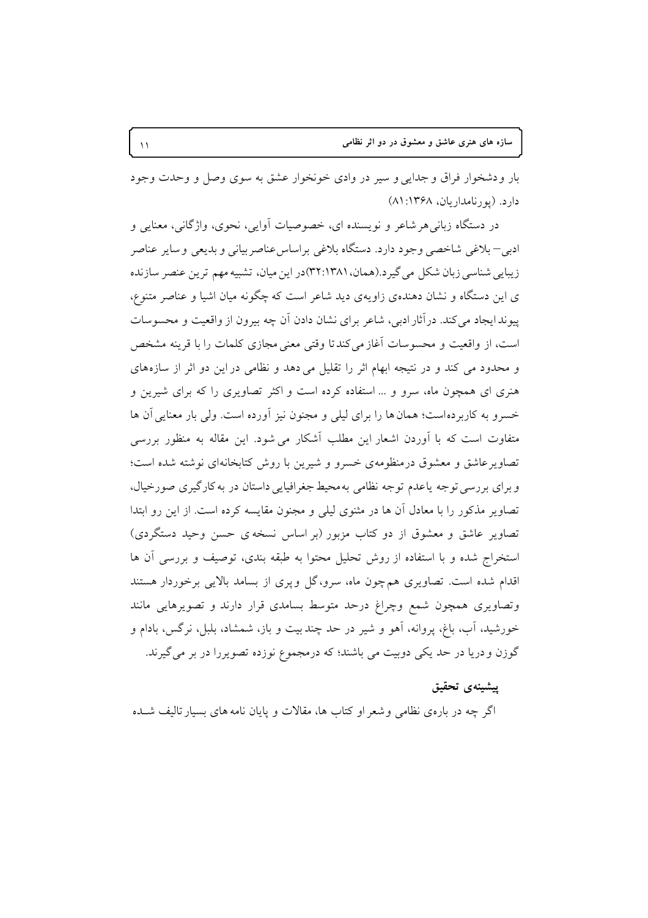بار ودشخوار فراق و جدایی و سیر در وادی خونخوار عشق به سوی وصل و وحدت وجود دارد. (پورنامداریان، ۱۳۶۸:۸۱)

در دستگاه زبانی هر شاعر و نویسنده ای، خصوصیات آوایی، نحوی، واژگانی، معنایی و ادبی– بلاغی شاخصی وجود دارد. دستگاه بلاغی براساس عناصر بیانی و بدیعی و سایر عناصر زیبایی شناسی زبان شکل می گیرد.(همان، ۱۳۸۱:۳۲)در این میان، تشبیه مهم ترین عنصر سازنده ی این دستگاه و نشان دهنده‌ی زاویه‌ی دید شاعر است که چگونه میان اشیا و عناصر متنوع، پیوند ایجاد می کند. درآثار ادبی، شاعر برای نشان دادن آن چه بیرون از واقعیت و محسوسات است، از واقعیت و محسوسات آغاز می کند تا وقتی معنی مجازی کلمات را با قرینه مشخص و محدود می کند و در نتیجه ابهام اثر را تقلیل می دهد و نظامی در این دو اثر از سازه‌های هنری ای همچون ماه، سرو و ... استفاده کرده است و اکثر تصاویری را که برای شیرین و خسرو به کاربرده‌است؛ همان ها را برای لیلی و مجنون نیز آورده است. ولی بار معنایی آن ها متفاوت است که با آوردن اشعار این مطلب آشکار می شود. این مقاله به منظور بررسی تصاویر عاشق و معشوق درمنظومه‌ی خسرو و شیرین با روش کتابخانه‌ای نوشته شده است؛ و برای بررسی توجه یاعدم توجه نظامی به محیط جغرافیایی داستان در به کارگیری صورخیال، تصاویر مذکور را با معادل آن ها در مثنوی لیلی و مجنون مقایسه کرده است. از این رو ابتدا تصاویر عاشق و معشوق از دو کتاب مزبور (بر اساس نسخه ی حسن وحید دستگردی) استخراج شده و با استفاده از روش تحلیل محتوا به طبقه بندی، توصیف و بررسی آن ها اقدام شده است. تصاویری هم چون ماه، سرو، گل و پری از بسامد بالایی برخوردار هستند وتصاویری همچون شمع وچراغ درحد متوسط بسامدی قرار دارند و تصویرهایی مانند خورشید، آب، باغ، پروانه، آهو و شیر در حد چند بیت و باز، شمشاد، بلبل، نرگس، بادام و گوزن و دریا در حد یکی دوبیت می باشند؛ که درمجموع نوزده تصویررا در بر می گیرند.

## پیشینه‌ی تحقیق

اگر چه در باره‌ی نظامی وشعر او کتاب ها، مقالات و پایان نامه های بسیار تالیف شـده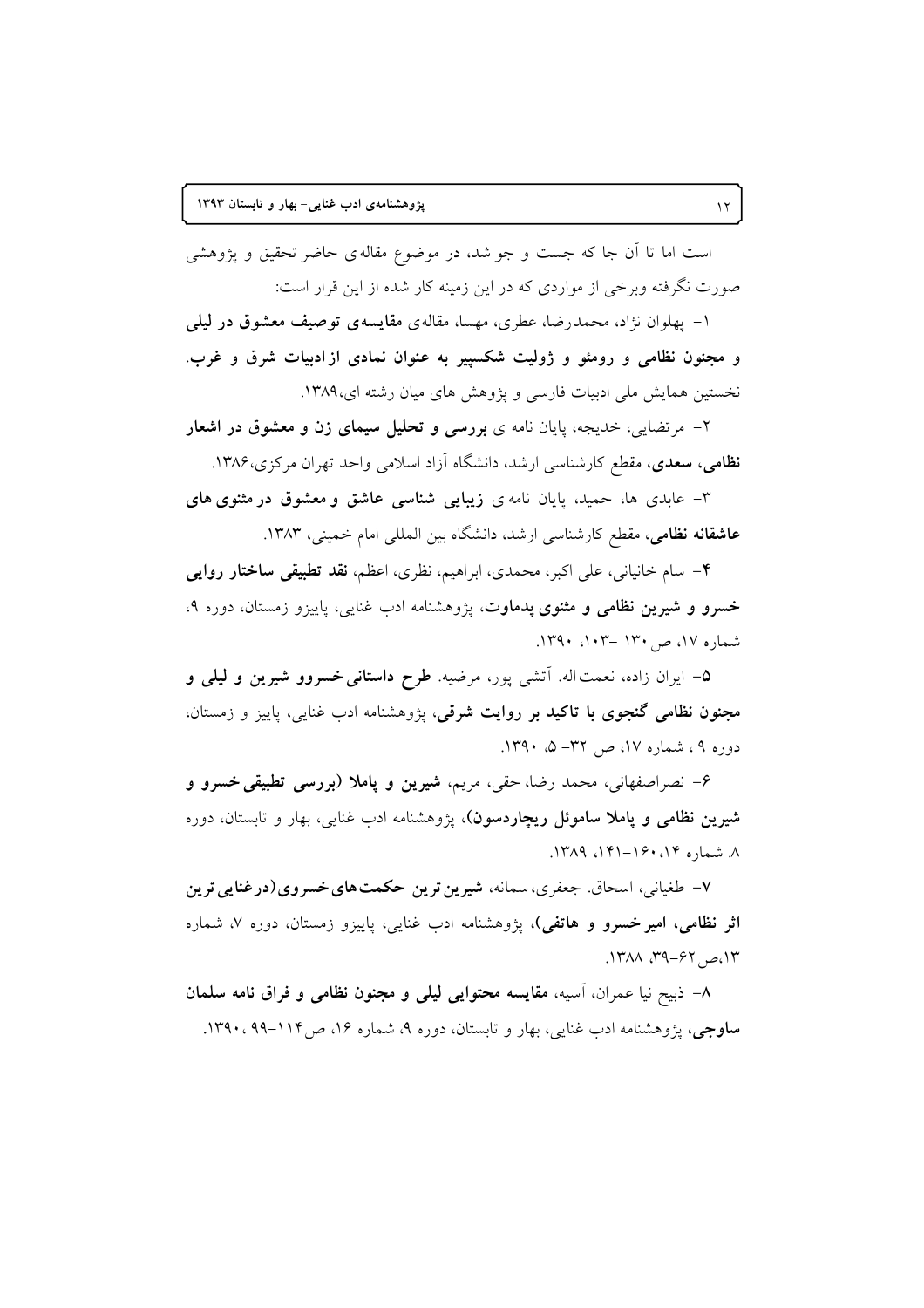است اما تا آن جا که جست و جو شد، در موضوع مقاله‌ی حاضر تحقیق و پژوهشی صورت نگرفته وبرخی از مواردی که در این زمینه کار شده از این قرار است:

۱- پهلوان نژاد، محمدرضا، عطری، مهسا، مقاله‌ی **مقایسه‌ی توصیف معشوق در لیلی و مجنون نظامی و رومئو و ژولیت شکسپیر به عنوان نمادی از ادبیات شرق و غرب.** نخستین همایش ملی ادبیات فارسی و پژوهش های میان رشته ای،۱۳۸۹.

۲- مرتضایی، خدیجه، پایان نامه ی **بررسی و تحلیل سیمای زن و معشوق در اشعار نظامی، سعدی**، مقطع کارشناسی ارشد، دانشگاه آزاد اسلامی واحد تهران مرکزی،۱۳۸۶.

۳- عابدی ها، حمید، پایان نامه ی **زیبایی شناسی عاشق و معشوق در مثنوی های عاشقانه نظامی**، مقطع کارشناسی ارشد، دانشگاه بین المللی امام خمینی، ۱۳۸۳.

۴- سام خانیانی، علی اکبر، محمدی، ابراهیم، نظری، اعظم، **نقد تطبیقی ساختار روایی خسرو و شیرین نظامی و مثنوی پدماوت**، پژوهشنامه ادب غنایی، پاییزو زمستان، دوره ۹، شماره ۱۷، ص ۱۳۰ -۱۰۳، ۱۳۹۰.

۵- ایران زاده، نعمت‌اله. آتشی پور، مرضیه. **طرح داستانی خسروو شیرین و لیلی و مجنون نظامی گنجوی با تاکید بر روایت شرقی**، پژوهشنامه ادب غنایی، پاییز و زمستان، دوره ۹ ، شماره ۱۷، ص ۳۲- ۵، ۱۳۹۰.

۶- نصراصفهانی، محمد رضا، حقی، مریم، **شیرین و پاملا (بررسی تطبیقی خسرو و شیرین نظامی و پاملا ساموئل ریچاردسون)**، پژوهشنامه ادب غنایی، بهار و تابستان، دوره ۸. شماره ۱۴، ۱۶۰-۱۴۱، ۱۳۸۹.

۷- طغیانی، اسحاق. جعفری، سمانه، **شیرین ترین حکمت‌های خسروی (درغنایی ترین اثر نظامی، امیرخسرو و هاتفی)**، پژوهشنامه ادب غنایی، پاییزو زمستان، دوره ۷، شماره ۱۳،ص ۶۲-۳۹، ۱۳۸۸.

۸- ذبیح نیا عمران، آسیه، **مقایسه محتوایی لیلی و مجنون نظامی و فراق نامه سلمان ساوجی**، پژوهشنامه ادب غنایی، بهار و تابستان، دوره ۹، شماره ۱۶، ص۱۱۴-۹۹ ،۱۳۹۰.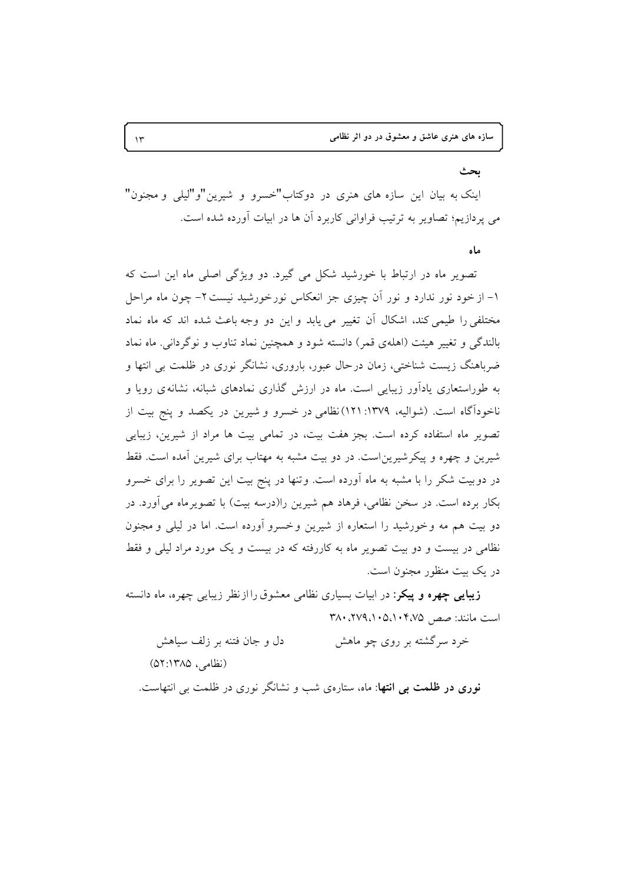## بحث

اینک به بیان این سازه های هنری در دوکتاب"خسرو و شیرین"و"لیلی و مجنون" می پردازیم؛ تصاویر به ترتیب فراوانی کاربرد آن ها در ابیات آورده شده است.

### ماه

تصویر ماه در ارتباط با خورشید شکل می گیرد. دو ویژگی اصلی ماه این است که ۱- از خود نور ندارد و نور آن چیزی جز انعکاس نورخورشید نیست۲- چون ماه مراحل مختلفی را طیمی کند، اشکال آن تغییر می یابد و این دو وجه باعث شده اند که ماه نماد بالندگی و تغییر هیئت (اهله‌ی قمر) دانسته شود و همچنین نماد تناوب و نوگردانی. ماه نماد ضرباهنگ زیست شناختی، زمان درحال عبور، باروری، نشانگر نوری در ظلمت بی انتها و به طوراستعاری یادآور زیبایی است. ماه در ارزش گذاری نمادهای شبانه، نشانه‌ی رویا و ناخودآگاه است. (شوالیه، ۱۳۷۹: ۱۲۱) نظامی در خسرو و شیرین در یکصد و پنج بیت از تصویر ماه استفاده کرده است. بجز هفت بیت، در تمامی بیت ها مراد از شیرین، زیبایی شیرین و چهره و پیکرشیرین‌است. در دو بیت مشبه به مهتاب برای شیرین آمده است. فقط در دوبیت شکر را با مشبه به ماه آورده است. وتنها در پنج بیت این تصویر را برای خسرو بکار برده است. در سخن نظامی، فرهاد هم شیرین را(درسه بیت) با تصویرماه می‌آورد. در دو بیت هم مه وخورشید را استعاره از شیرین وخسرو آورده است. اما در لیلی و مجنون نظامی در بیست و دو بیت تصویر ماه به کاررفته که در بیست و یک مورد مراد لیلی و فقط در یک بیت منظور مجنون است.

**زیبایی چهره و پیکر:** در ابیات بسیاری نظامی معشوق را از نظر زیبایی چهره، ماه دانسته است مانند: صص ۳۸۰،۲۷۹،۱۰۵،۱۰۴،۷۵

خرد سرگشته بر روی چو ماهش &nbsp;&nbsp;&nbsp;&nbsp;&nbsp;&nbsp; دل و جان فتنه بر زلف سیاهش

(نظامی، ۵۲:۱۳۸۵)

**نوری در ظلمت بی انتها**: ماه، ستاره‌ی شب و نشانگر نوری در ظلمت بی انتهاست.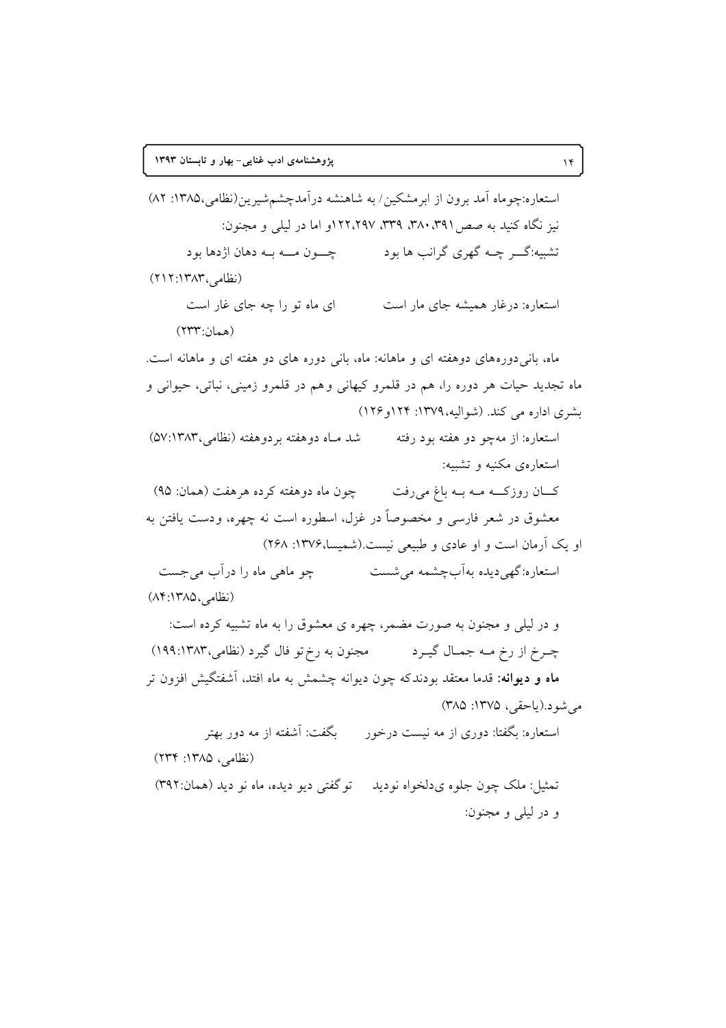استعاره:چوماه آمد برون از ابرمشکین/ به شاهنشه درآمدچشم‌شیرین(نظامی،۱۳۸۵: ۸۲)

نیز نگاه کنید به صص۳۹۱، ۳۸۰، ۳۳۹، ۱۲۲،۲۹۷و اما در لیلی و مجنون:

تشبیه:گـــر چـه گهری گرانب ها بود        چـــون مــــه بـه دهان اژدها بود

(نظامی،۱۳۸۳:۲۱۲)

استعاره: درغار همیشه جای مار است        ای ماه تو را چه جای غار است

(همان:۲۳۳)

ماه، بانی‌دوره‌های دوهفته ای و ماهانه: ماه، بانی دوره های دو هفته ای و ماهانه است. ماه تجدید حیات هر دوره را، هم در قلمرو کیهانی و هم در قلمرو زمینی، نباتی، حیوانی و بشری اداره می کند. (شوالیه،۱۳۷۹: ۱۲۴و۱۲۶)

استعاره: از مه‌چو دو هفته بود رفته        شد مـاه دوهفته بردوهفته (نظامی،۱۳۸۳:۵۷)

استعاره‌ی مکنیه و تشبیه:

کـــان روزکـــه مــه بــه باغ می‌رفت        چون ماه دوهفته کرده هرهفت (همان: ۹۵)

معشوق در شعر فارسی و مخصوصاً در غزل، اسطوره است نه چهره، ودست یافتن به او یک آرمان است و او عادی و طبیعی نیست.(شمیسا،۱۳۷۶: ۲۶۸)

استعاره:گهی‌دیده به‌آب‌چشمه می‌شست        چو ماهی ماه را درآب می‌جست

(نظامی،۱۳۸۵:۸۴)

و در لیلی و مجنون به صورت مضمر، چهره ی معشوق را به ماه تشبیه کرده است:

چـرخ از رخ مـه جمـال گیـرد        مجنون به رخ‌تو فال گیرد (نظامی،۱۳۸۳:۱۹۹)

**ماه و دیوانه:** قدما معتقد بودندکه چون دیوانه چشمش به ماه افتد، آشفتگیش افزون تر می‌شود.(یاحقی، ۱۳۷۵: ۳۸۵)

استعاره: بگفتا: دوری از مه نیست درخور        بگفت: آشفته از مه دور بهتر

(نظامی، ۱۳۸۵: ۲۳۴)

تمثیل: ملک چون جلوه ی‌دلخواه نودید        توگفتی دیو دیده، ماه نو دید (همان:۳۹۲)

و در لیلی و مجنون: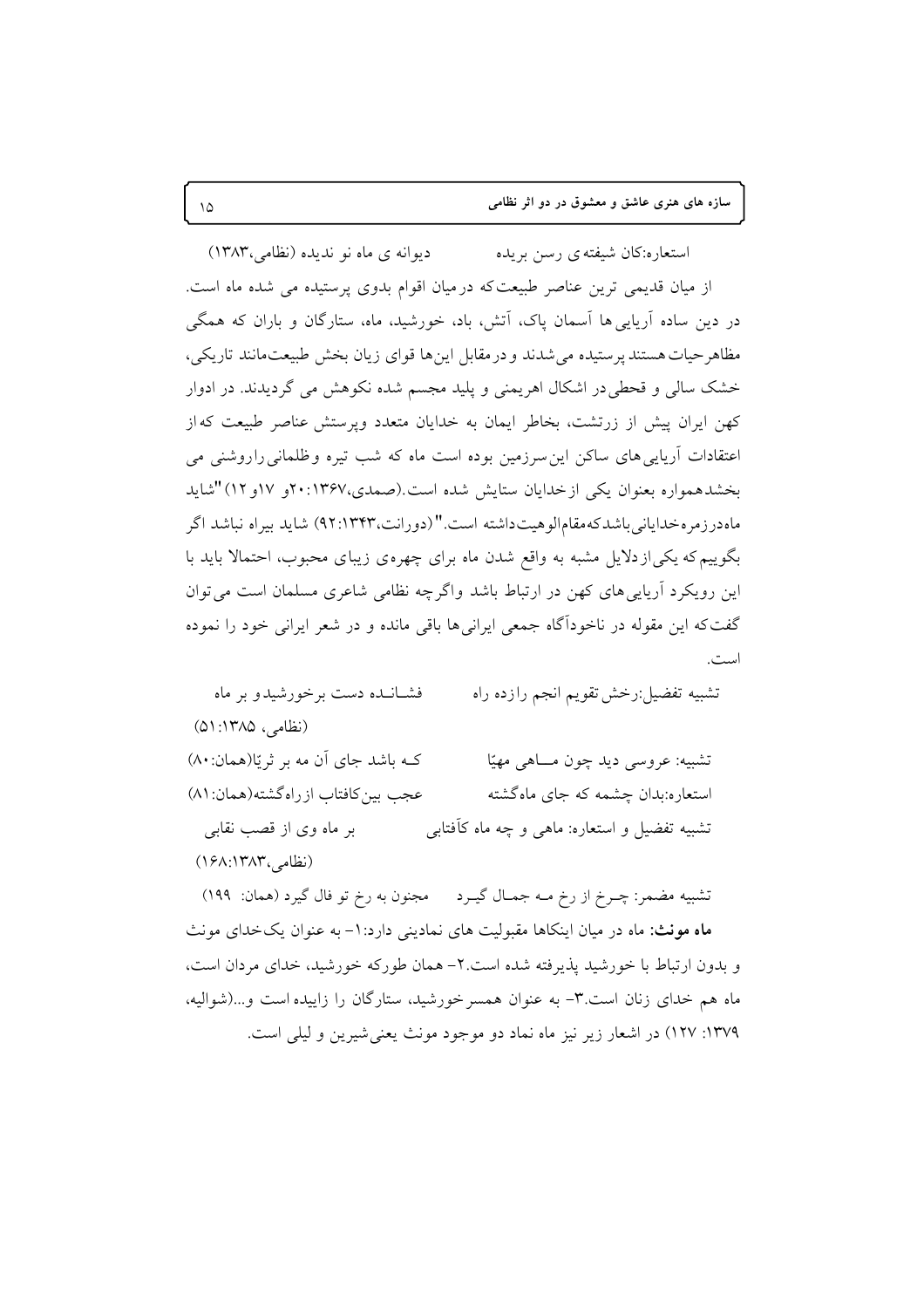استعاره:کان شیفته ی رسن بریده          دیوانه ی ماه نو ندیده (نظامی،۱۳۸۳)

از میان قدیمی ترین عناصر طبیعت که درمیان اقوام بدوی پرستیده می شده ماه است. در دین ساده آریایی ها آسمان پاک، آتش، باد، خورشید، ماه، ستارگان و باران که همگی مظاهرحیات هستند پرستیده می‌شدند و درمقابل این‌ها قوای زیان بخش طبیعت‌مانند تاریکی، خشک سالی و قحطی در اشکال اهریمنی و پلید مجسم شده نکوهش می گردیدند. در ادوار کهن ایران پیش از زرتشت، بخاطر ایمان به خدایان متعدد وپرستش عناصر طبیعت که‌از اعتقادات آریایی های ساکن این‌سرزمین بوده است ماه که شب تیره وظلمانی راروشنی می بخشدهمواره بعنوان یکی ازخدایان ستایش شده است.(صمدی،۱۳۶۷: ۲۰و ۱۷و۱۲) "شاید ماه‌درزمره‌خدایانی‌باشدکه‌مقام‌الوهیت‌داشته است." (دورانت،۱۳۴۳: ۹۲) شاید بیراه نباشد اگر بگوییم که یکی‌ازدلایل مشبه به واقع شدن ماه برای چهره‌ی زیبای محبوب، احتمالا باید با این رویکرد آریایی های کهن در ارتباط باشد واگرچه نظامی شاعری مسلمان است می‌توان گفت‌که این مقوله در ناخودآگاه جمعی ایرانی‌ها باقی مانده و در شعر ایرانی خود را نموده است.

تشبیه تفضیل:رخش تقویم انجم رازده راه          فشانـده دست برخورشیدو بر ماه
(نظامی، ۱۳۸۵: ۵۱)

تشبیه: عروسی دید چون مــاهی مهیّا          کـه باشد جای آن مه بر ثریّا(همان: ۸۰)

استعاره:بدان چشمه که جای ماه‌گشته          عجب بین‌کافتاب ازراه‌گشته(همان: ۸۱)

تشبیه تفضیل و استعاره: ماهی و چه ماه کآفتابی          بر ماه وی از قصب نقابی
(نظامی،۱۳۸۳: ۱۶۸)

تشبیه مضمر: چـرخ از رخ مـه جمـال گیـرد          مجنون به رخ تو فال گیرد (همان: ۱۹۹)

**ماه مونث:** ماه در میان اینکاها مقبولیت های نمادینی دارد:۱- به عنوان یک‌خدای مونث و بدون ارتباط با خورشید پذیرفته شده است.۲- همان طورکه خورشید، خدای مردان است، ماه هم خدای زنان است.۳- به عنوان همسرخورشید، ستارگان را زاییده است و...(شوالیه، ۱۳۷۹: ۱۲۷) در اشعار زیر نیز ماه نماد دو موجود مونث یعنی‌شیرین و لیلی است.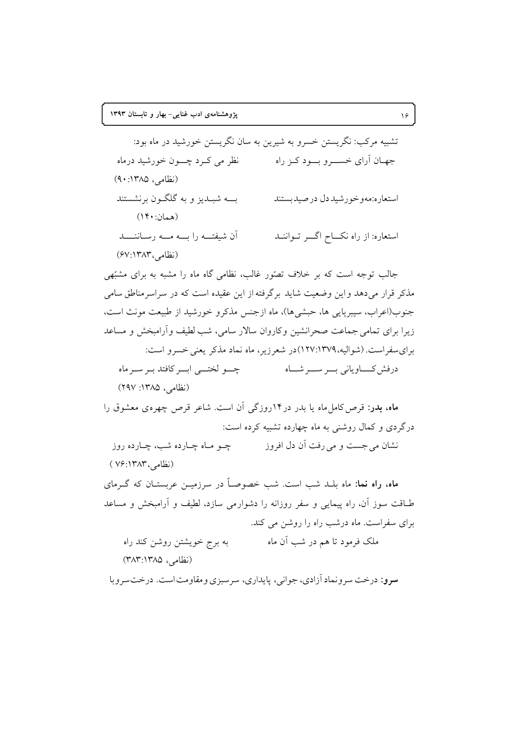تشبیه مرکب: نگریستن خسرو به شیرین به سان نگریستن خورشید در ماه بود:

جهـان آرای خســـرو بـــود کـز راه　　　نظر می کـرد چـــون خورشید درماه

(نظامی، ۱۳۸۵: ۹۰)

استعاره:مه‌وخورشید دل درصید بستند　　　بــه شبـدیز و به گلگـون برنشستند

(همان: ۱۴۰)

استعاره: از راه نکـــاح اگـــر تـواننـد　　　آن شیفتـــه را بـــه مـــه رساننـــد

(نظامی،۱۳۸۳: ۶۷)

جالب توجه است که بر خلاف تصّور غالب، نظامی گاه ماه را مشبه به برای مشبّهی مذکر قرار می‌دهد واین وضعیت شاید برگرفته از این عقیده است که در سراسرمناطق سامی جنوب(اعراب، سیبریایی ها، حبشی‌ها)، ماه ازجنس مذکرو خورشید از طبیعت مونث است، زیرا برای تمامی جماعت صحرانشین وکاروان سالار سامی، شب لطیف وآرامبخش و مساعد برای‌سفراست. (شوالیه،۱۳۷۹: ۱۲۷)در شعرزیر، ماه نماد مذکر یعنی خسرو است:

درفش کـــاویانی بـــر ســـر شـــاه　　　چـــو لختـــی ابـــر کافتد بـر سـر ماه

(نظامی، ۱۳۸۵: ۲۹۷)

**ماه، بدر:** قرص کامل‌ماه یا بدر در۱۴روزگی آن است. شاعر قرص چهره‌ی معشوق را درگردی و کمال روشنی به ماه چهارده تشبیه کرده است:

نشان می‌جست و می‌رفت آن دل افروز　　　چـو مـاه چـارده شب، چـارده روز

(نظامی،۱۳۸۳: ۷۶ )

**ماه، راه نما:** ماه بلـد شب است. شب خصوصـاً در سرزمیـن عربستـان که گـرمای طـاقت سوز آن، راه پیمایی و سفر روزانه را دشوارمی سازد، لطیف و آرامبخش و مساعد برای سفراست. ماه درشب راه را روشن می کند.

ملک فرمود تا هم در شب آن ماه　　　به برج خویشتن روشن کند راه

(نظامی، ۱۳۸۵: ۳۸۳)

**سرو:** درخت سرونماد آزادی، جوانی، پایداری، سرسبزی ومقاومت است. درخت‌سروبا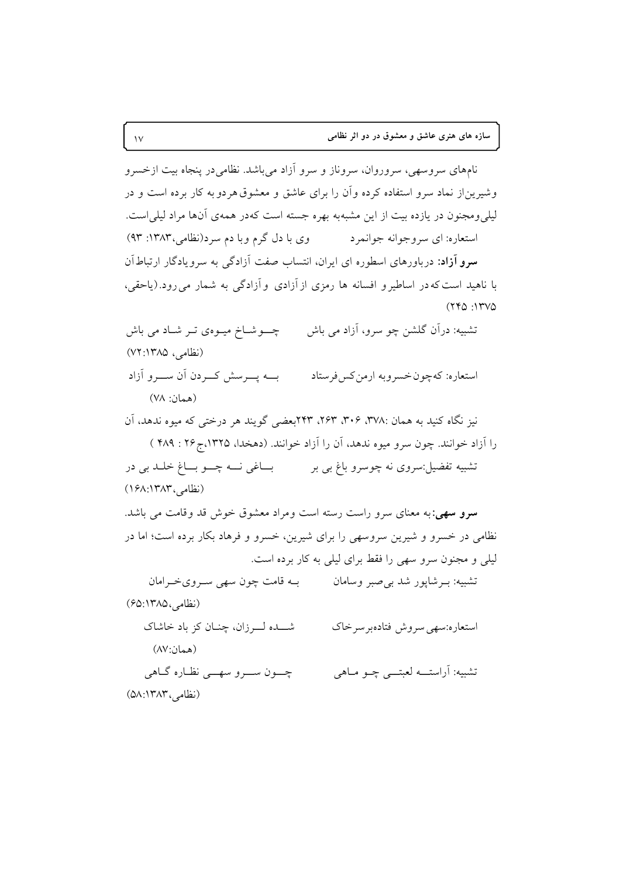نام‌های سروسهی، سروروان، سروناز و سرو آزاد می‌باشد. نظامی‌در پنجاه بیت ازخسرو وشیرین‌از نماد سرو استفاده کرده وآن را برای عاشق و معشوق‌هردو‌به کار برده است و در لیلی‌ومجنون در یازده بیت از این مشبه‌به بهره جسته است که‌در همه‌ی آن‌ها مراد لیلی‌است.

استعاره: ای سروجوانه جوانمرد          وی با دل گرم وبا دم سرد(نظامی،۱۳۸۳: ۹۳)

**سرو آزاد:** درباورهای اسطوره ای ایران، انتساب صفت آزادگی به سرو یادگار ارتباط آن با ناهید است که‌در اساطیر و افسانه ها رمزی از آزادی و آزادگی به شمار می رود.(یاحقی، ۱۳۷۵: ۲۴۵)

تشبیه: درآن گلشن چو سرو، آزاد می باش          چـوشاخ میـوه‌ی تـر شـاد می باش
(نظامی، ۱۳۸۵:۷۲)

استعاره: که‌چون‌خسروبه ارمن‌کس‌فرستاد          بـه پـرسش کـردن آن سـرو آزاد
(همان: ۷۸)

نیز نگاه کنید به همان :۳۷۸، ۳۰۶، ۲۶۳، ۲۴۳بعضی گویند هر درختی که میوه ندهد، آن را آزاد خوانند. چون سرو میوه ندهد، آن را آزاد خوانند. (دهخدا، ۱۳۲۵،ج۲۶ : ۴۸۹ )

تشبیه تفضیل:سروی نه چوسرو باغ بی بر          بـاغی نـه چـو بـاغ خلـد بی در
(نظامی،۱۳۸۳:۱۶۸)

**سرو سهی:** به معنای سرو راست رسته است ومراد معشوق خوش قد وقامت می باشد. نظامی در خسرو و شیرین سروسهی را برای شیرین، خسرو و فرهاد بکار برده است؛ اما در لیلی و مجنون سرو سهی را فقط برای لیلی به کار برده است.

تشبیه: بـرشاپور شد بی‌صبر وسامان          بـه قامت چون سهی سـروی‌خـرامان
(نظامی،۱۳۸۵:۶۵)

استعاره:سهی‌سروش فتاده‌برسرخاک          شـده لـرزان، چنـان کز باد خاشاک
(همان:۸۷)

تشبیه: آراسـته لعبتـی چـو مـاهی          چـون سـرو سهـی نظـاره گـاهی
(نظامی،۱۳۸۳:۵۸)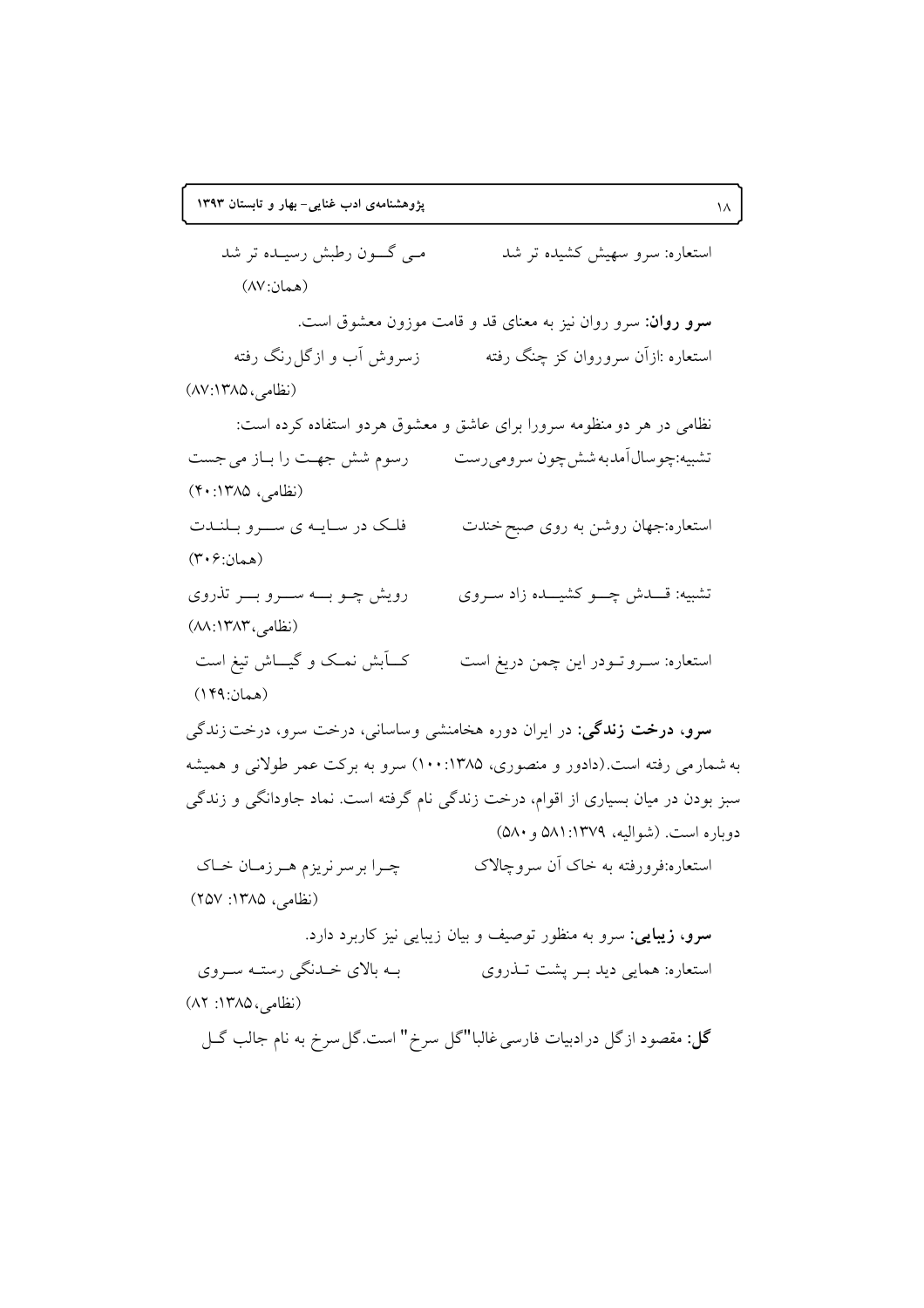استعاره: سرو سهیش کشیده تر شد          مـی گــون رطبش رسیـده تر شد

(همان:۸۷)

**سرو روان:** سرو روان نیز به معنای قد و قامت موزون معشوق است.

استعاره :ازآن سروروان کز چنگ رفته          زسروش آب و ازگل‌رنگ رفته

(نظامی،۱۳۸۵:۸۷)

نظامی در هر دو منظومه سرورا برای عاشق و معشوق هردو استفاده کرده است:

تشبیه:چوسال‌آمدبه‌شش‌چون سرومی‌رست          رسوم شش جهـت را بـاز می‌جست

(نظامی، ۱۳۸۵:۴۰)

استعاره:جهان روشن به روی صبح‌خندت          فلـک در سـایـه ی ســـرو بـلنـدت

(همان:۳۰۶)

تشبیه: قـــدش چـــو کشیـــده زاد ســروی          رویش چـو بـــه ســـرو بـــر تذروی

(نظامی،۱۳۸۳:۸۸)

استعاره: ســروتــودر این چمن دریغ است          کـــآبش نمـک و گیـــاش تیغ است

(همان:۱۴۹)

**سرو، درخت زندگی:** در ایران دوره هخامنشی وساسانی، درخت سرو، درخت‌زندگی به شمار می رفته است.(دادور و منصوری، ۱۳۸۵:۱۰۰) سرو به برکت عمر طولانی و همیشه سبز بودن در میان بسیاری از اقوام، درخت زندگی نام گرفته است. نماد جاودانگی و زندگی دوباره است. (شوالیه، ۱۳۷۹:۵۸۱ و ۵۸۰)

استعاره:فرورفته به خاک آن سروچالاک          چـرا برسرنریزم هـرزمـان خـاک

(نظامی، ۱۳۸۵: ۲۵۷)

**سرو، زیبایی:** سرو به منظور توصیف و بیان زیبایی نیز کاربرد دارد.

استعاره: همایی دید بـر پشت تـذروی          بـه بالای خـدنگی رستـه سـروی

(نظامی،۱۳۸۵: ۸۲)

**گل:** مقصود ازگل درادبیات فارسی غالبا"گل سرخ" است.گل‌سرخ به نام جالب گـل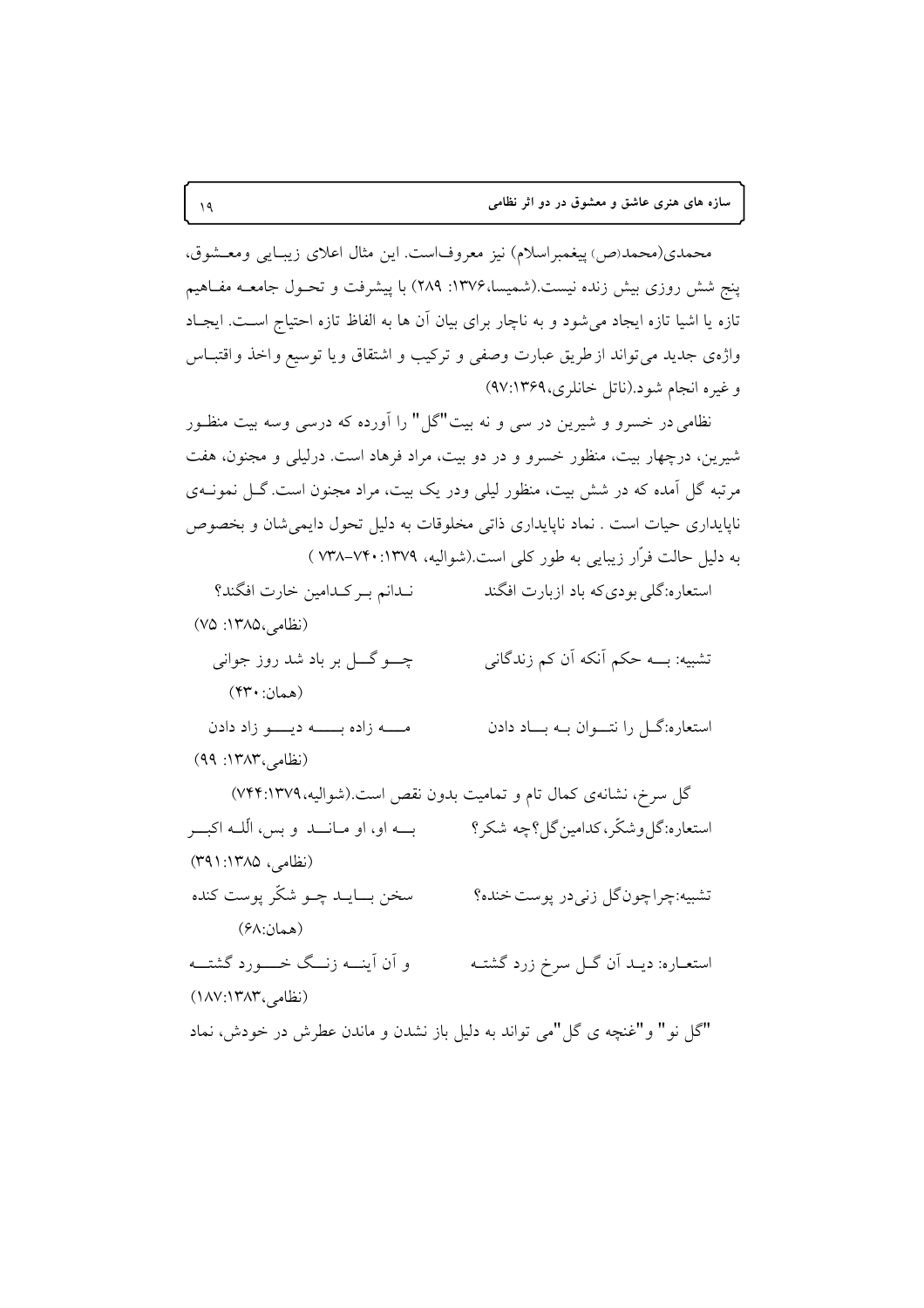محمدی(محمد(ص) پیغمبراسلام) نیز معروف‌است. این مثال اعلای زیبایی ومعشوق، پنج شش روزی بیش زنده نیست.(شمیسا،۱۳۷۶: ۲۸۹) با پیشرفت و تحول جامعه مفاهیم تازه یا اشیا تازه ایجاد می‌شود و به ناچار برای بیان آن ها به الفاظ تازه احتیاج است. ایجاد واژه‌ی جدید می‌تواند از طریق عبارت وصفی و ترکیب و اشتقاق ویا توسیع واخذ واقتباس و غیره انجام شود.(ناتل خانلری،۱۳۶۹:۹۷)

نظامی در خسرو و شیرین در سی و نه بیت"گل" را آورده که درسی وسه بیت منظور شیرین، درچهار بیت، منظور خسرو و در دو بیت، مراد فرهاد است. درلیلی و مجنون، هفت مرتبه گل آمده که در شش بیت، منظور لیلی ودر یک بیت، مراد مجنون است. گل نمونه‌ی ناپایداری حیات است . نماد ناپایداری ذاتی مخلوقات به دلیل تحول دایمی‌شان و بخصوص به دلیل حالت فرّار زیبایی به طور کلی است.(شوالیه، ۱۳۷۹: ۷۴۰-۷۳۸ )

استعاره:گلی بودی‌که باد ازبارت افگند — ندانم بر کدامین خارت افگند؟
(نظامی،۱۳۸۵: ۷۵)

تشبیه: به حکم آنکه آن کم زندگانی — چو گل بر باد شد روز جوانی
(همان: ۴۳۰)

استعاره:گل را نتوان به باد دادن — مه زاده به دیو زاد دادن
(نظامی،۱۳۸۳: ۹۹)

گل سرخ، نشانه‌ی کمال تام و تمامیت بدون نقص است.(شوالیه،۱۳۷۹:۷۴۴)

استعاره:گل‌وشکّر،کدامین‌گل؟چه شکر؟ — به او، او ماند و بس، الّله اکبر
(نظامی، ۱۳۸۵:۳۹۱)

تشبیه:چراچون‌گل زنی‌در پوست‌خنده؟ — سخن باید چو شکّر پوست کنده
(همان:۶۸)

استعاره: دید آن گل سرخ زرد گشته — و آن آینه زنگ خورد گشته
(نظامی،۱۳۸۳:۱۸۷)

"گل نو" و"غنچه ی گل"می تواند به دلیل باز نشدن و ماندن عطرش در خودش، نماد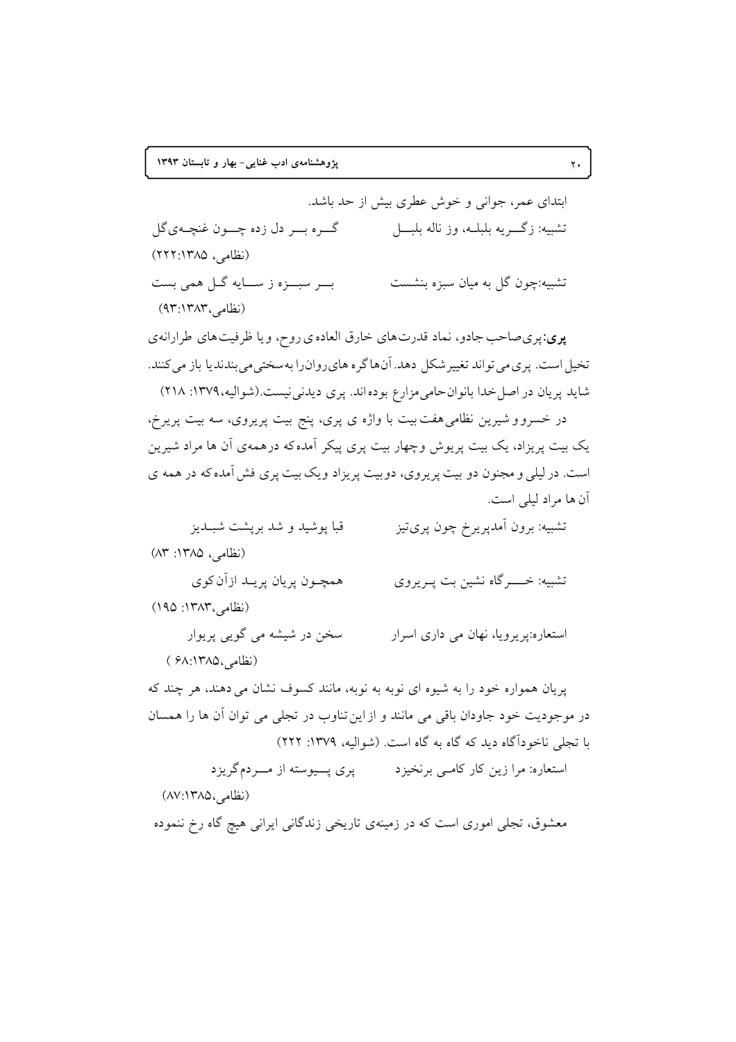ابتدای عمر، جوانی و خوش عطری بیش از حد باشد.

تشبیه: زگــریه بلبلـه، وز ناله بلبــل　　گــره بــر دل زده چــون غنچــه‌ی‌گل

(نظامی، ۱۳۸۵:۲۲۲)

تشبیه:چون گل به میان سبزه بنشست　　بــر سبــزه ز ســایه گــل همی بست

(نظامی،۱۳۸۳:۹۳)

**پری:** پری‌صاحب جادو، نماد قدرت‌های خارق العاده ی روح، و یا ظرفیت‌های طرارانه‌ی تخیل است. پری می‌تواند تغییر شکل دهد. آن‌ها گره های‌روان‌را به‌سختی‌می‌بندندیا باز می‌کنند. شاید پریان در اصل‌خدا بانوان‌حامی‌مزارع بوده‌اند. پری دیدنی‌نیست.(شوالیه،۱۳۷۹: ۲۱۸)

در خسرو و شیرین نظامی‌هفت‌بیت با واژه ی پری، پنج بیت پریروی، سه بیت پریرخ، یک بیت پریزاد، یک بیت پریوش وچهار بیت پری پیکر آمده‌که درهمه‌ی آن ها مراد شیرین است. در لیلی و مجنون دو بیت پریروی، دوبیت پریزاد ویک بیت پری فش‌آمده‌که در همه ی آن ها مراد لیلی است.

تشبیه: برون آمدپریرخ چون پری‌تیز　　قبا پوشید و شد برپشت شبـدیز

(نظامی، ۱۳۸۵: ۸۳)

تشبیه: خـــرگاه نشین بت پــریروی　　همچــون پریان پریــد ازآن کوی

(نظامی،۱۳۸۳: ۱۹۵)

استعاره:پریرویا، نهان می داری اسرار　　سخن در شیشه می گویی پریوار

(نظامی،۱۳۸۵:۶۸ )

پریان همواره خود را به شیوه ای نوبه به نوبه، مانند کسوف نشان می دهند، هر چند که در موجودیت خود جاودان باقی می مانند و از این‌تناوب در تجلی می توان آن ها را همسان با تجلی ناخودآگاه دید که گاه به گاه است. (شوالیه، ۱۳۷۹: ۲۲۲)

استعاره: مرا زین کار کامــی برنخیزد　　پری پــیوسته از مــردم‌گریزد

(نظامی،۱۳۸۵:۸۷)

معشوق، تجلی اموری است که در زمینه‌ی تاریخی زندگانی ایرانی هیچ گاه رخ ننموده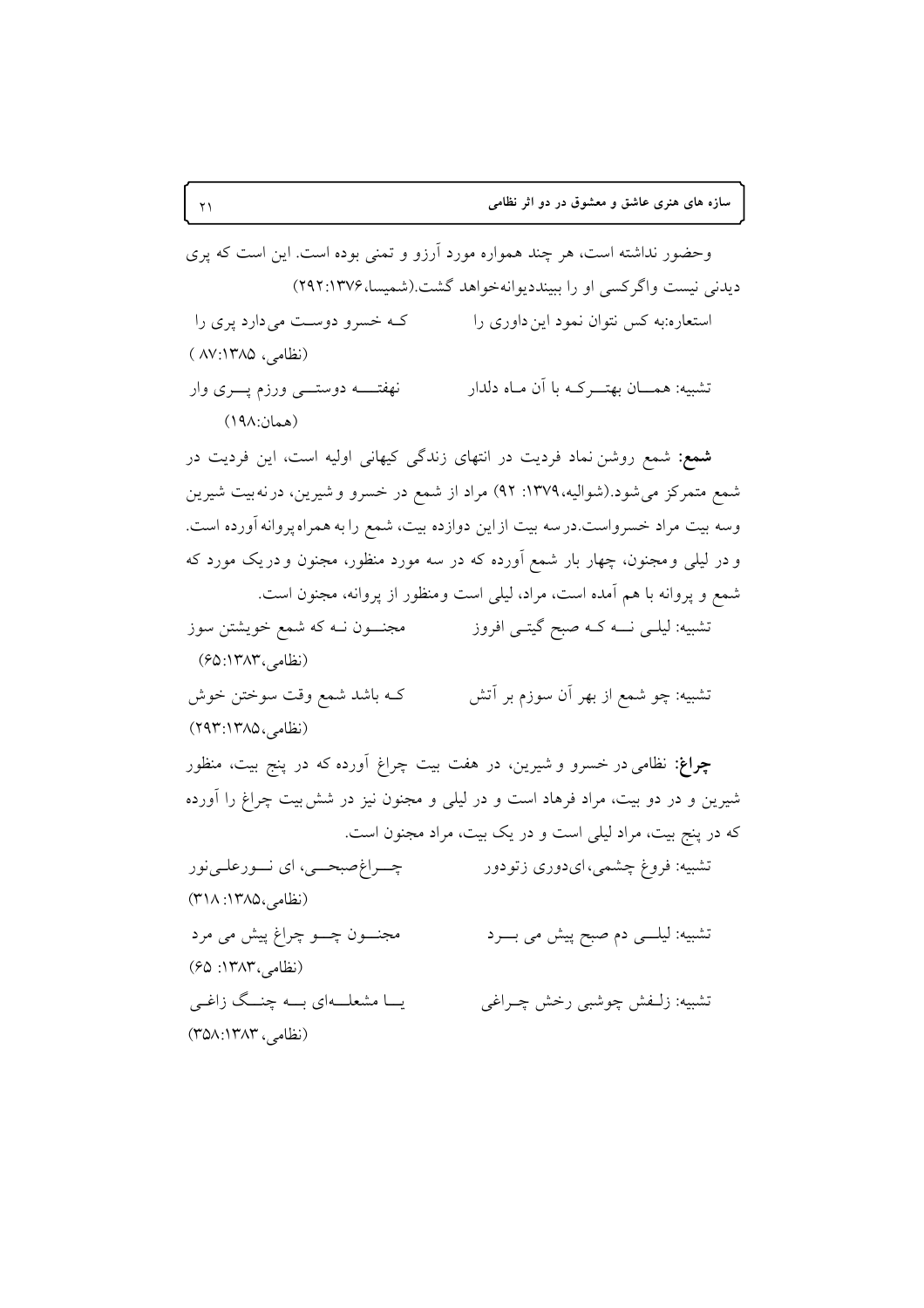وحضور نداشته است، هر چند همواره مورد آرزو و تمنی بوده است. این است که پری دیدنی نیست واگرکسی او را ببیندديوانه‌خواهد گشت.(شمیسا،۱۳۷۶:۲۹۲)

استعاره:به کس نتوان نمود این‌داوری را　　　کـه خسرو دوسـت می‌دارد پری را
(نظامی، ۸۷:۱۳۸۵ )

تشبیه: همـــان بهتـــرکـه با آن مـاه دلدار　　　نهفتـــه دوستـــی ورزم پـــری وار
(همان:۱۹۸)

**شمع**: شمع روشن نماد فردیت در انتهای زندگی کیهانی اولیه است، این فردیت در شمع متمرکز می‌شود.(شوالیه،۱۳۷۹: ۹۲) مراد از شمع در خسرو و شیرین، درنه بیت شیرین وسه بیت مراد خسرواست.درسه بیت از این دوازده بیت، شمع را به همراه‌پروانه آورده است. و در لیلی ومجنون، چهار بار شمع آورده که در سه مورد منظور، مجنون ودریک مورد که شمع و پروانه با هم آمده است، مراد، لیلی است ومنظور از پروانه، مجنون است.

تشبیه: لیلـی نــه کــه صبح گیتـی افروز　　　مجنـــون نـه که شمع خویشتن سوز
(نظامی،۱۳۸۳:۶۵)

تشبیه: چو شمع از بهر آن سوزم بر آتش　　　کـه باشد شمع وقت سوختن خوش
(نظامی،۲۹۳:۱۳۸۵)

**چراغ**: نظامی در خسرو و شیرین، در هفت بیت چراغ آورده که در پنج بیت، منظور شیرین و در دو بیت، مراد فرهاد است و در لیلی و مجنون نیز در شش‌بیت چراغ را آورده که در پنج بیت، مراد لیلی است و در یک بیت، مراد مجنون است.

تشبیه: فروغ چشمی،ای‌دوری زتودور　　　چـــراغ‌صبحـــی، ای نـــورعلـی‌نور
(نظامی،۱۳۸۵: ۳۱۸)

تشبیه: لیلـــی دم صبح پیش می بـــرد　　　مجنـــون چـــو چراغ پیش می مرد
(نظامی،۱۳۸۳: ۶۵)

تشبیه: زلـفش چوشبی رخش چـراغی　　　یـــا مشعلـــه‌ای بـــه چنـــگ زاغـی
(نظامی، ۳۵۸:۱۳۸۳)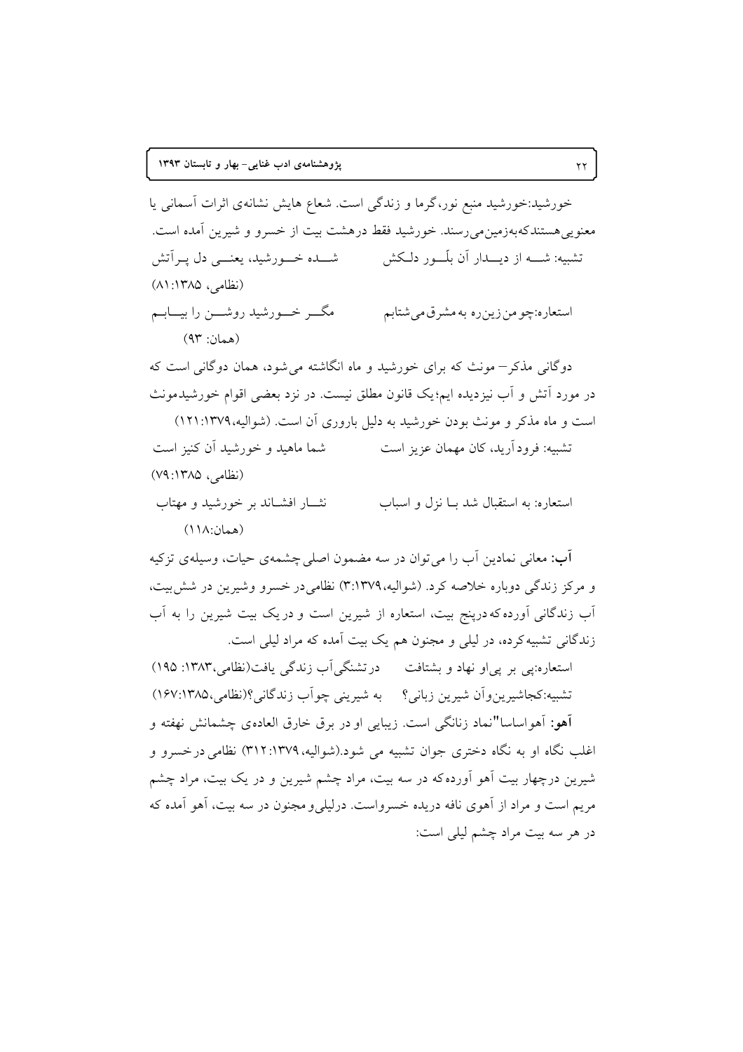خورشید:خورشید منبع نور،گرما و زندگی است. شعاع هایش نشانه‌ی اثرات آسمانی یا معنویی هستندکه‌به‌زمین‌می‌رسند. خورشید فقط درهشت بیت از خسرو و شیرین آمده است.

تشبیه: شـــه از دیـــدار آن بلّـــور دلـکش　　　شـــده خـــورشید، یعنـــی دل پـرآتش

(نظامی، ۱۳۸۵: ۸۱)

استعاره:چو من زین‌ره به مشرق می‌شتابم　　　مگـــر خـــورشید روشـــن را بیـــابـم

(همان: ۹۳)

دوگانی مذکر– مونث که برای خورشید و ماه انگاشته می شود، همان دوگانی است که در مورد آتش و آب نیزدیده ایم؛یک قانون مطلق نیست. در نزد بعضی اقوام خورشیدمونث است و ماه مذکر و مونث بودن خورشید به دلیل باروری آن است. (شوالیه،۱۳۷۹: ۱۲۱)

تشبیه: فرودآرید، کان مهمان عزیز است　　　شما ماهید و خورشید آن کنیز است

(نظامی، ۱۳۸۵: ۷۹)

استعاره: به استقبال شد بـا نزل و اسباب　　　نثـار افشـاند بر خورشید و مهتاب

(همان: ۱۱۸)

**آب:** معانی نمادین آب را می‌توان در سه مضمون اصلی چشمه‌ی حیات، وسیله‌ی تزکیه و مرکز زندگی دوباره خلاصه کرد. (شوالیه،۱۳۷۹: ۳) نظامی در خسرو وشیرین در شش‌بیت، آب زندگانی آورده که درپنج بیت، استعاره از شیرین است و در یک بیت شیرین را به آب زندگانی تشبیه کرده، در لیلی و مجنون هم یک بیت آمده که مراد لیلی است.

استعاره:پی بر پی‌او نهاد و بشتافت　　　درتشنگی‌آب زندگی یافت(نظامی،۱۳۸۳: ۱۹۵)

تشبیه:کجاشیرین‌وآن شیرین زبانی؟　　　به شیرینی چوآب زندگانی؟(نظامی،۱۳۸۵: ۱۶۷)

**آهو:** آهواساسا"نماد زنانگی است. زیبایی او در برق خارق العاده‌ی چشمانش نهفته و اغلب نگاه او به نگاه دختری جوان تشبیه می شود.(شوالیه، ۱۳۷۹: ۳۱۲) نظامی درخسرو و شیرین درچهار بیت آهو آورده‌که در سه بیت، مراد چشم شیرین و در یک بیت، مراد چشم مریم است و مراد از آهوی نافه دریده خسرواست. درلیلی‌ومجنون در سه بیت، آهو آمده که در هر سه بیت مراد چشم لیلی است: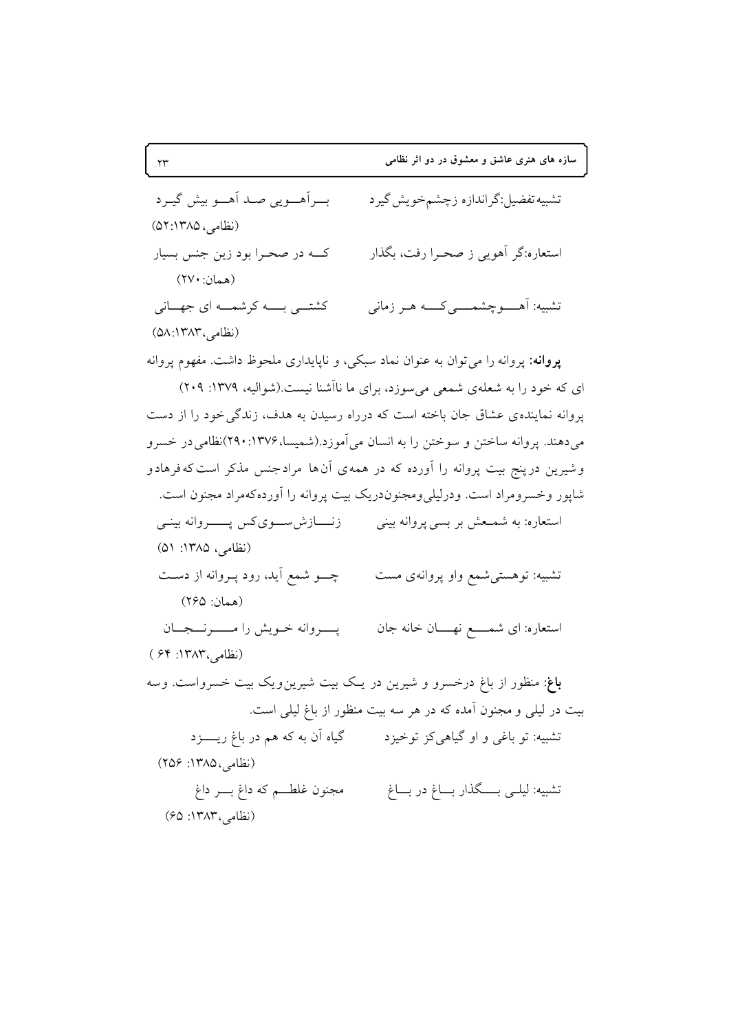تشبیه‌تفضیل:گراندازه زچشم‌خویش گیرد    بــرآهــویی صـد آهــو بیش گیـرد

(نظامی، ۵۲:۱۳۸۵)

استعاره:گر آهویی ز صحـرا رفت، بگذار    کــه در صحـرا بود زین جنس بسیار

(همان: ۲۷۰)

تشبیه: آهـــوچشمـــی کـــه هـر زمانی    کشتــی بـــه کرشمـــه ای جهـــانی

(نظامی،۵۸:۱۳۸۳)

**پروانه:** پروانه را می‌توان به عنوان نماد سبکی، و ناپایداری ملحوظ داشت. مفهوم پروانه ای که خود را به شعله‌ی شمعی می‌سوزد، برای ما ناآشنا نیست.(شوالیه، ۱۳۷۹: ۲۰۹) پروانه نماینده‌ی عشاق جان باخته است که درراه رسیدن به هدف، زندگی‌خود را از دست می‌دهند. پروانه ساختن و سوختن را به انسان می‌آموزد.(شمیسا،۱۳۷۶: ۲۹۰)نظامی‌در خسرو وشیرین درپنج بیت پروانه را آورده که در همه‌ی آن‌ها مرادجنس مذکر است‌که‌فرهادو شاپور وخسرومراد است. ودرلیلی‌ومجنون‌دریک بیت پروانه را آورده‌که‌مراد مجنون است.

استعاره: به شمـعش بر بسی پروانه بینی    زنـــازش‌ســوی‌کس پـــروانه بینـی

(نظامی، ۱۳۸۵: ۵۱)

تشبیه: توهستی‌شمع واو پروانه‌ی مست    چـــو شمع آید، رود پـروانه از دسـت

(همان: ۲۶۵)

استعاره: ای شمـــع نهـــان خانه جان    پـــروانه خـویش را مـــرنـــجـــان

(نظامی،۱۳۸۳: ۶۴ )

**باغ:** منظور از باغ درخسرو و شیرین در یـک بیت شیرین‌ویک بیت خسرواست. وسه بیت در لیلی و مجنون آمده که در هر سه بیت منظور از باغ لیلی است.

تشبیه: تو باغی و او گیاهی‌کز توخیزد    گیاه آن به که هم در باغ ریـــزد

(نظامی،۱۳۸۵: ۲۵۶)

تشبیه: لیلـی بـــگذار بـــاغ در بـــاغ    مجنون غلطـــم که داغ بـــر داغ

(نظامی،۱۳۸۳: ۶۵)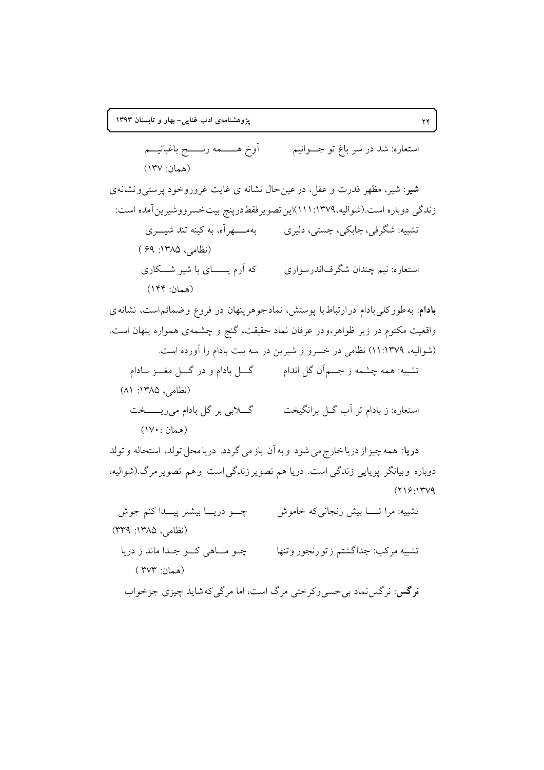استعاره: شد در سر باغ تو جـــوانیم          آوخ هـــــمه رنــــج باغبانیــم

(همان: ۱۳۷)

**شیر**: شیر، مظهر قدرت و عقل، در عین‌حال نشانه ی غایت غروروخود پرستی‌و نشانه‌ی زندگی دوباره است.(شوالیه،۱۳۷۹:۱۱۱)این‌تصویرفقط‌درپنج بیت‌خسرووشیرین‌آمده است:

تشبیه: شگرفی، چابکی، چستی، دلیری          بهمـــهرآه، به کینه تند شیـــری

(نظامی، ۱۳۸۵: ۶۹ )

استعاره: نیم چندان شگرف‌اندرسواری          که آرم پـــــای با شیر شـــکاری

(همان: ۱۴۴)

**بادام**: به‌طورکلی‌بادام درارتباط با پوستش، نمادجوهر پنهان در فروع وضمائم‌است، نشانه‌ی واقعیت مکتوم در زیر ظواهر،ودر عرفان نماد حقیقت، گنج و چشمه‌ی همواره پنهان است. (شوالیه، ۱۱:۱۳۷۹) نظامی در خسرو و شیرین در سه بیت بادام را آورده است.

تشبیه: همه چشمه ز جسم‌آن گل اندام          گـــل بادام و در گـــل مغـــز بـادام

(نظامی، ۱۳۸۵: ۸۱)

استعاره: ز بادام تر آب گـل برانگیخت          گـــلابی بر گل بادام می‌ریـــــخت

(همان :۱۷۰)

**دریا**: همه چیز از دریا خارج می شود و به آن باز می گردد. دریا محل تولد، استحاله و تولد دوباره وبیانگر پویایی زندگی است. دریا هم تصویر زندگی است وهم تصویر مرگ.(شوالیه، ۲۱۶:۱۳۷۹)

تشبیه: مرا تـــا بیش رنجانی‌که خاموش          چـــو دریـــا بیشتر پیـــدا کنم جوش

(نظامی، ۱۳۸۵: ۳۳۹)

تشبیه مرکب: جداگشتم ز تو رنجور وتنها          چـو مـــاهی کـــو جـدا ماند ز دریا

( همان: ۳۷۳ )

**نرگس**: نرگس‌نماد بی‌حسی‌وکرختی مرگ است، اما مرگی‌که‌شاید چیزی جزخواب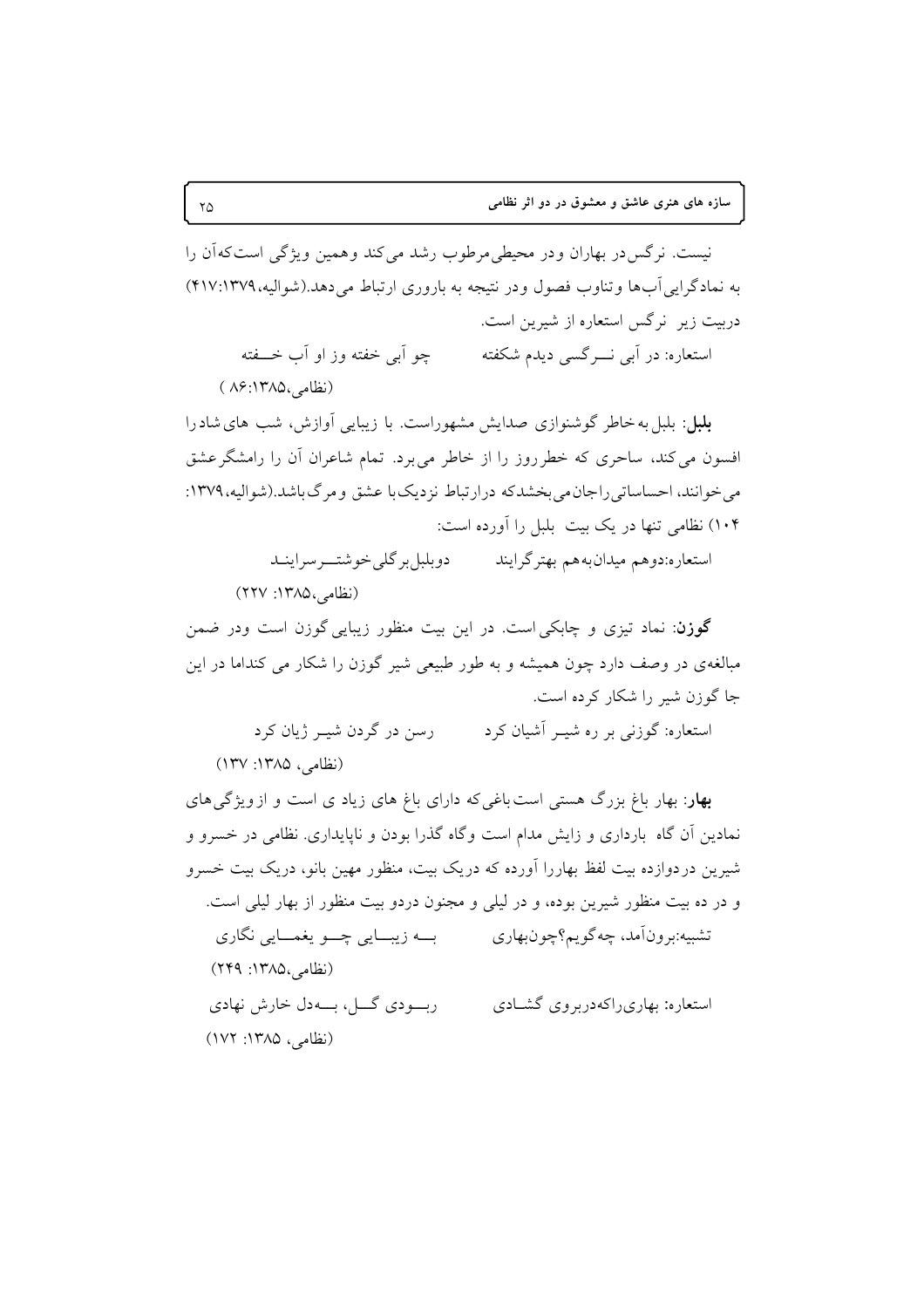نیست. نرگس‌در بهاران ودر محیطی‌مرطوب رشد می‌کند وهمین ویژگی است‌که‌آن را به نمادگرایی‌آب‌ها وتناوب فصول ودر نتیجه به باروری ارتباط می‌دهد.(شوالیه،۱۳۷۹:۴۱۷)

دربیت زیر نرگس استعاره از شیرین است.

استعاره: در آبی نــرگسی دیدم شکفته چو آبی خفته وز او آب خــفته

(نظامی،۱۳۸۵:۸۶)

**بلبل**: بلبل به‌خاطر گوشنوازی صدایش مشهوراست. با زیبایی آوازش، شب های شاد را افسون می‌کند، ساحری که خطر روز را از خاطر می‌برد. تمام شاعران آن را رامشگرعشق می‌خوانند، احساساتی‌راجان‌می‌بخشدکه درارتباط نزدیک‌با عشق ومرگ‌باشد.(شوالیه،۱۳۷۹: ۱۰۴) نظامی تنها در یک بیت بلبل را آورده است:

استعاره:دوهم میدان‌به‌هم بهترگرایند دوبلبل‌برگلی‌خوشتــرسراینـد

(نظامی،۱۳۸۵: ۲۲۷)

**گوزن**: نماد تیزی و چابکی است. در این بیت منظور زیبایی گوزن است ودر ضمن مبالغه‌ی در وصف دارد چون همیشه و به طور طبیعی شیر گوزن را شکار می کندام در این جا گوزن شیر را شکار کرده است.

استعاره: گوزنی بر ره شیــر آشیان کرد رسن در گردن شیــر ژیان کرد

(نظامی، ۱۳۸۵: ۱۳۷)

**بهار**: بهار باغ بزرگ هستی است‌باغی‌که دارای باغ های زیاد ی است و ازویژگی‌های نمادین آن گاه بارداری و زایش مدام است وگاه گذرا بودن و ناپایداری. نظامی در خسرو و شیرین دردوازده بیت لفظ بهاررا آورده که دریک بیت، منظور مهین بانو، دریک بیت خسرو و در ده بیت منظور شیرین بوده، و در لیلی و مجنون دردو بیت منظور از بهار لیلی است.

تشبیه:برون‌آمد، چه‌گویم؟چون‌بهاری بــه زیبــایی چــو یغمــایی نگاری

(نظامی،۱۳۸۵: ۲۴۹)

استعاره: بهاری‌راکه‌دربروی گشـادی ربــودی گــل، بــه‌دل خارش نهادی

(نظامی، ۱۳۸۵: ۱۷۲)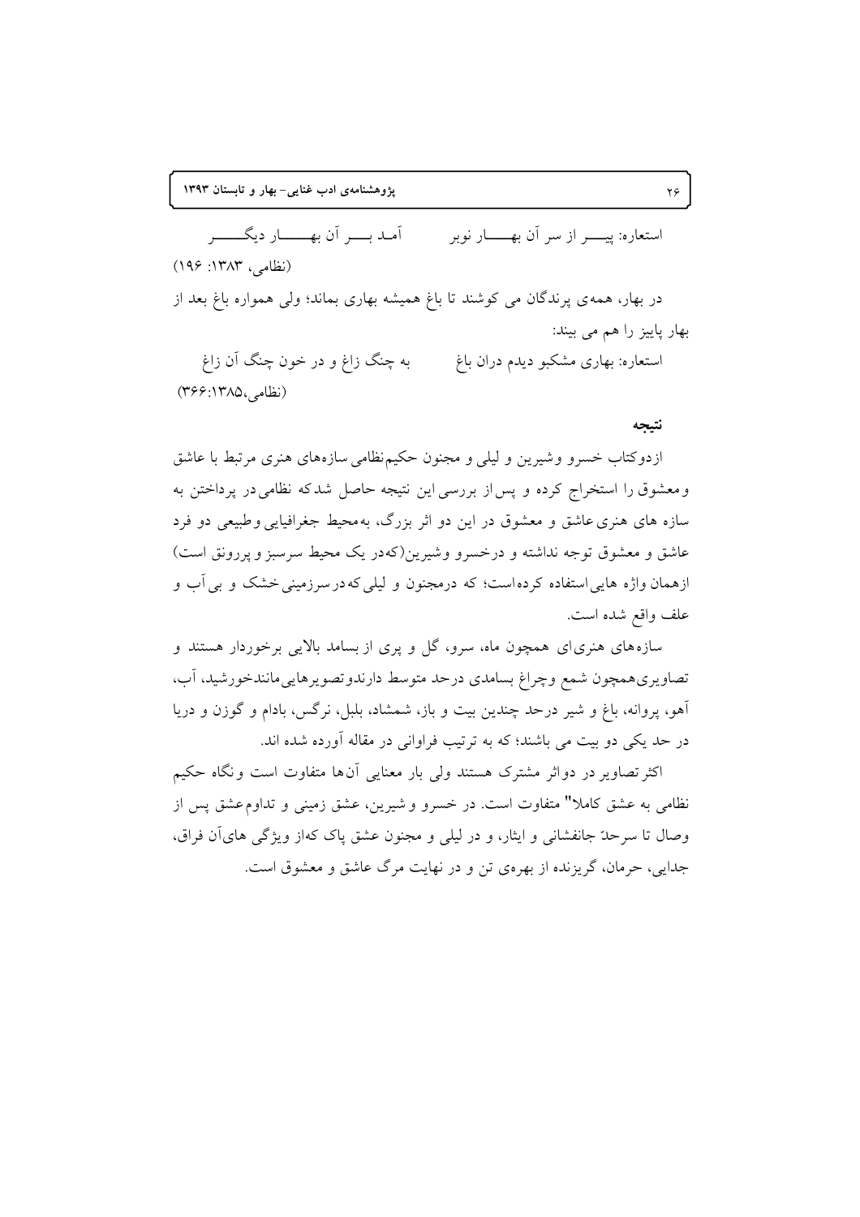استعاره: پیــــر از سر آن بهـــــار نوبر        آمـد بـــر آن بهــــــار دیگــــــر

(نظامی، ۱۳۸۳: ۱۹۶)

در بهار، همه‌ی پرندگان می کوشند تا باغ همیشه بهاری بماند؛ ولی همواره باغ بعد از بهار پاییز را هم می بیند:

استعاره: بهاری مشکبو دیدم دران باغ        به چنگ زاغ و در خون چنگ آن زاغ

(نظامی،۱۳۸۵:۳۶۶)

## نتیجه

ازدوکتاب خسرو وشیرین و لیلی و مجنون حکیم‌نظامی سازه‌های هنری مرتبط با عاشق ومعشوق را استخراج کرده و پس‌از بررسی این نتیجه حاصل شدکه نظامی‌در پرداختن به سازه های هنری عاشق و معشوق در این دو اثر بزرگ، به‌محیط جغرافیایی وطبیعی دو فرد عاشق و معشوق توجه نداشته و درخسرو وشیرین(که‌در یک محیط سرسبز وپررونق است) ازهمان واژه هایی استفاده کرده‌است؛ که درمجنون و لیلی که‌درسرزمینی خشک و بی‌آب و علف واقع شده است.

سازه‌های هنری‌ای همچون ماه، سرو، گل و پری از بسامد بالایی برخوردار هستند و تصاویری‌همچون شمع وچراغ بسامدی درحد متوسط دارندوتصویرهایی‌مانندخورشید، آب، آهو، پروانه، باغ و شیر درحد چندین بیت و باز، شمشاد، بلبل، نرگس، بادام و گوزن و دریا در حد یکی دو بیت می باشند؛ که به ترتیب فراوانی در مقاله آورده شده اند.

اکثرتصاویر در دواثر مشترک هستند ولی بار معنایی آن‌ها متفاوت است ونگاه حکیم نظامی به عشق کاملا" متفاوت است. در خسرو وشیرین، عشق زمینی و تداوم‌عشق پس از وصال تا سرحدّ جانفشانی و ایثار، و در لیلی و مجنون عشق پاک که‌از ویژگی های‌آن فراق، جدایی، حرمان، گریزنده از بهره‌ی تن و در نهایت مرگ عاشق و معشوق است.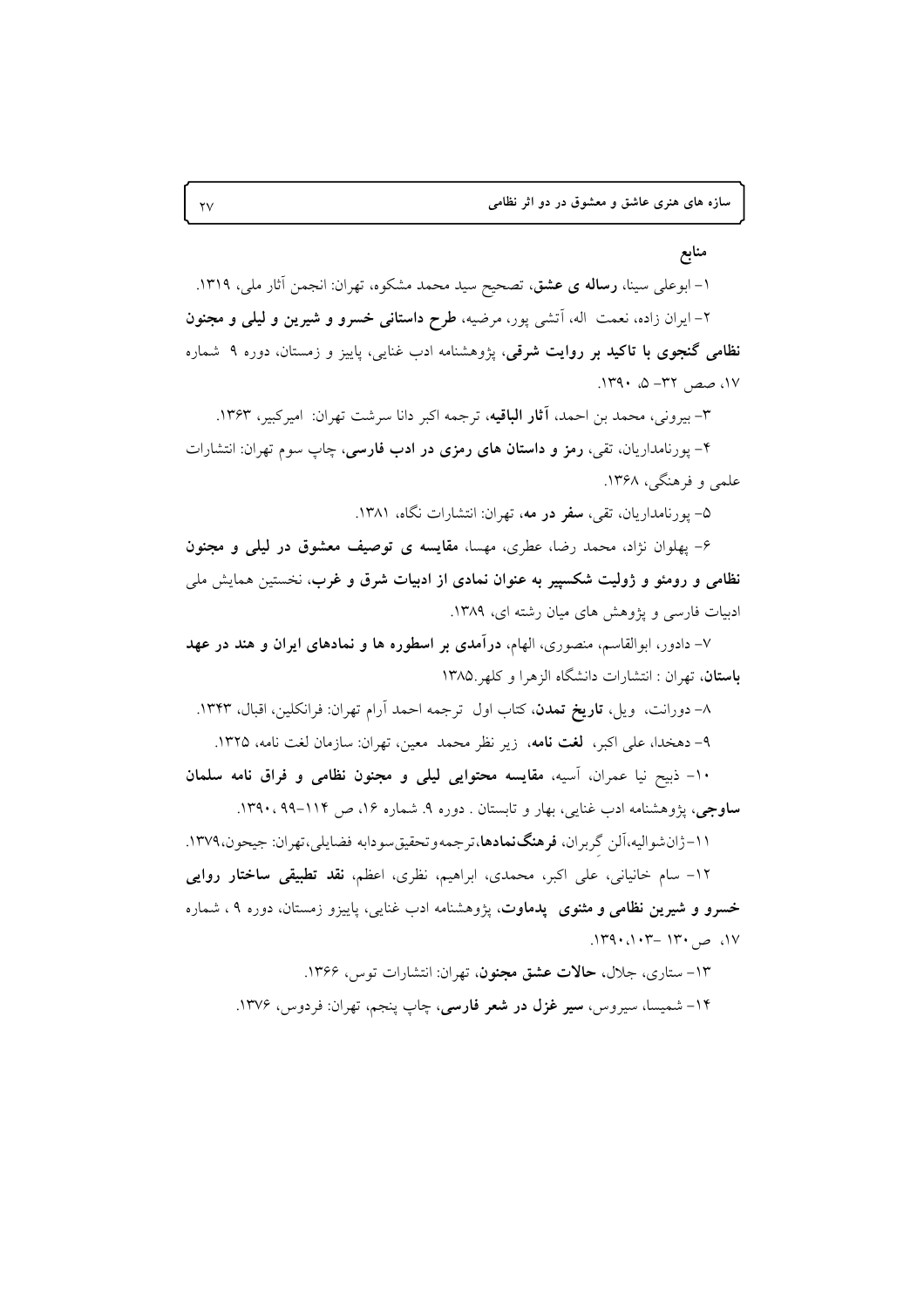## منابع

۱- ابوعلی سینا، **رساله ی عشق**، تصحیح سید محمد مشکوه، تهران: انجمن آثار ملی، ۱۳۱۹.

۲- ایران زاده، نعمت اله، آتشی پور، مرضیه، **طرح داستانی خسرو و شیرین و لیلی و مجنون نظامی گنجوی با تاکید بر روایت شرقی**، پژوهشنامه ادب غنایی، پاییز و زمستان، دوره ۹ شماره ۱۷، صص ۳۲- ۵، ۱۳۹۰.

۳- بیرونی، محمد بن احمد، **آثار الباقیه**، ترجمه اکبر دانا سرشت تهران: امیرکبیر، ۱۳۶۳.

۴- پورنامداریان، تقی، **رمز و داستان های رمزی در ادب فارسی**، چاپ سوم تهران: انتشارات علمی و فرهنگی، ۱۳۶۸.

۵- پورنامداریان، تقی، **سفر در مه**، تهران: انتشارات نگاه، ۱۳۸۱.

۶- پهلوان نژاد، محمد رضا، عطری، مهسا، **مقایسه ی توصیف معشوق در لیلی و مجنون نظامی و رومئو و ژولیت شکسپیر به عنوان نمادی از ادبیات شرق و غرب**، نخستین همایش ملی ادبیات فارسی و پژوهش های میان رشته ای، ۱۳۸۹.

۷- دادور، ابوالقاسم، منصوری، الهام، **درآمدی بر اسطوره ها و نمادهای ایران و هند در عهد باستان**، تهران : انتشارات دانشگاه الزهرا و کلهر.۱۳۸۵

۸- دورانت، ویل، **تاریخ تمدن**، کتاب اول ترجمه احمد آرام تهران: فرانکلین، اقبال، ۱۳۴۳.

۹- دهخدا، علی اکبر، **لغت نامه**، زیر نظر محمد معین، تهران: سازمان لغت نامه، ۱۳۲۵.

۱۰- ذبیح نیا عمران، آسیه، **مقایسه محتوایی لیلی و مجنون نظامی و فراق نامه سلمان ساوجی**، پژوهشنامه ادب غنایی، بهار و تابستان . دوره ۹. شماره ۱۶، ص ۱۱۴-۹۹ ،۱۳۹۰.

۱۱-ژان‌شوالیه،آلن گِربران، **فرهنگ‌نمادها**،ترجمه‌وتحقیق‌سودابه فضایلی،تهران: جیحون،۱۳۷۹.

۱۲- سام خانیانی، علی اکبر، محمدی، ابراهیم، نظری، اعظم، **نقد تطبیقی ساختار روایی خسرو و شیرین نظامی و مثنوی پدماوت**، پژوهشنامه ادب غنایی، پاییزو زمستان، دوره ۹ ، شماره ۱۷، ص ۱۳۰ -۱۰۳،۱۳۹۰.

۱۳- ستاری، جلال، **حالات عشق مجنون**، تهران: انتشارات توس، ۱۳۶۶.

۱۴- شمیسا، سیروس، **سیر غزل در شعر فارسی**، چاپ پنجم، تهران: فردوس، ۱۳۷۶.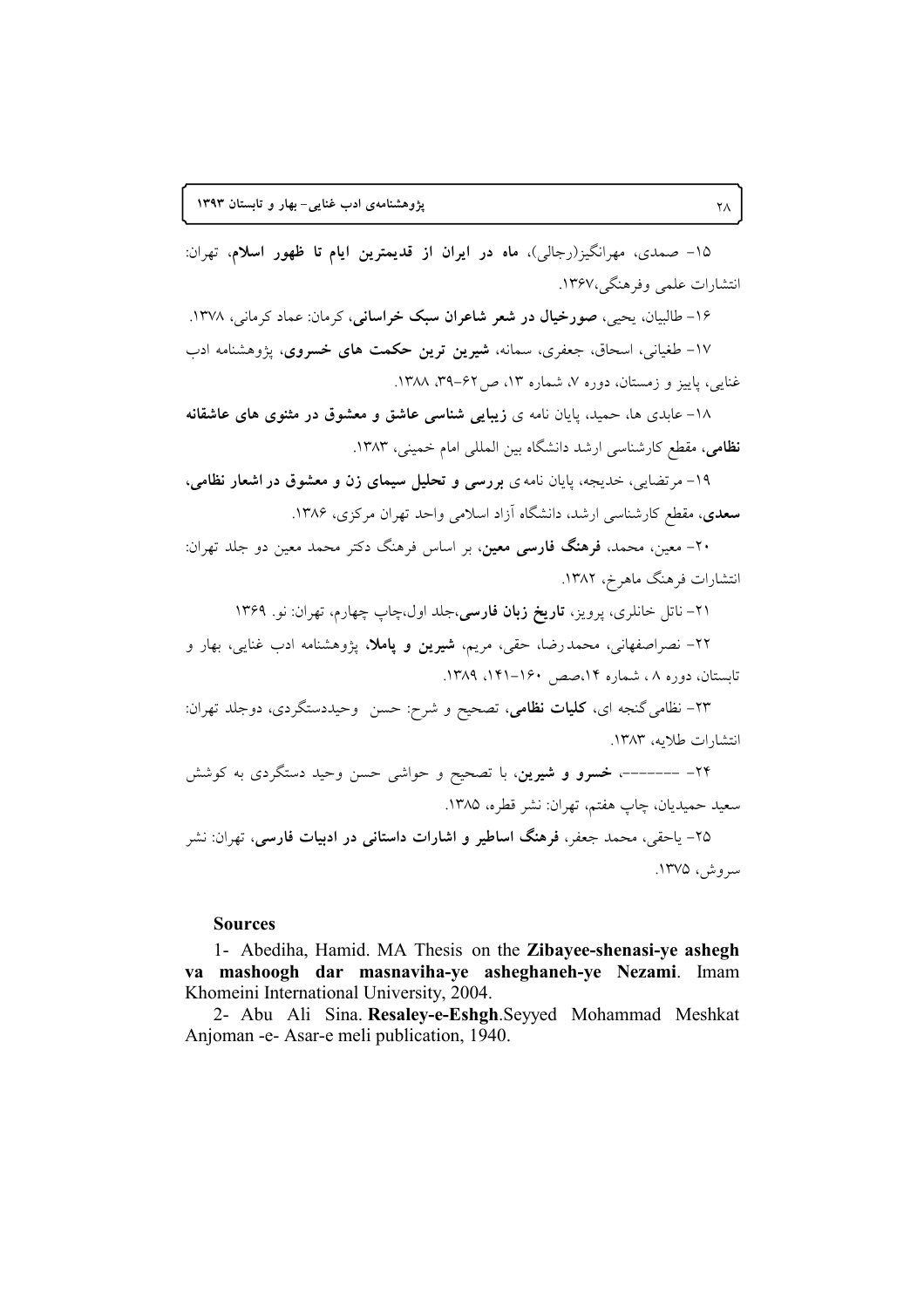۱۵- صمدی، مهرانگیز(رجالی)، **ماه در ایران از قدیمترین ایام تا ظهور اسلام**، تهران: انتشارات علمی وفرهنگی،۱۳۶۷.

۱۶- طالبیان، یحیی، **صورخیال در شعر شاعران سبک خراسانی**، کرمان: عماد کرمانی، ۱۳۷۸.

۱۷- طغیانی، اسحاق، جعفری، سمانه، **شیرین ترین حکمت های خسروی**، پژوهشنامه ادب غنایی، پاییز و زمستان، دوره ۷، شماره ۱۳، ص۶۲-۳۹، ۱۳۸۸.

۱۸- عابدی ها، حمید، پایان نامه ی **زیبایی شناسی عاشق و معشوق در مثنوی های عاشقانه نظامی**، مقطع کارشناسی ارشد دانشگاه بین المللی امام خمینی، ۱۳۸۳.

۱۹- مرتضایی، خدیجه، پایان نامه ی **بررسی و تحلیل سیمای زن و معشوق در اشعار نظامی، سعدی**، مقطع کارشناسی ارشد، دانشگاه آزاد اسلامی واحد تهران مرکزی، ۱۳۸۶.

۲۰- معین، محمد، **فرهنگ فارسی معین**، بر اساس فرهنگ دکتر محمد معین دو جلد تهران: انتشارات فرهنگ ماهرخ، ۱۳۸۲.

۲۱- ناتل خانلری، پرویز، **تاریخ زبان فارسی**،جلد اول،چاپ چهارم، تهران: نو. ۱۳۶۹

۲۲- نصراصفهانی، محمدرضا، حقی، مریم، **شیرین و پاملا**، پژوهشنامه ادب غنایی، بهار و تابستان، دوره ۸ ، شماره ۱۴،صص ۱۶۰-۱۴۱، ۱۳۸۹.

۲۳- نظامی گنجه ای، **کلیات نظامی**، تصحیح و شرح: حسن وحیددستگردی، دوجلد تهران: انتشارات طلایه، ۱۳۸۳.

۲۴- -------، **خسرو و شیرین**، با تصحیح و حواشی حسن وحید دستگردی به کوشش سعید حمیدیان، چاپ هفتم، تهران: نشر قطره، ۱۳۸۵.

۲۵- یاحقی، محمد جعفر، **فرهنگ اساطیر و اشارات داستانی در ادبیات فارسی**، تهران: نشر سروش، ۱۳۷۵.

**Sources**

1- Abediha, Hamid. MA Thesis on the **Zibayee-shenasi-ye ashegh va mashoogh dar masnaviha-ye asheghaneh-ye Nezami**. Imam Khomeini International University, 2004.

2- Abu Ali Sina. **Resaley-e-Eshgh**.Seyyed Mohammad Meshkat Anjoman -e- Asar-e meli publication, 1940.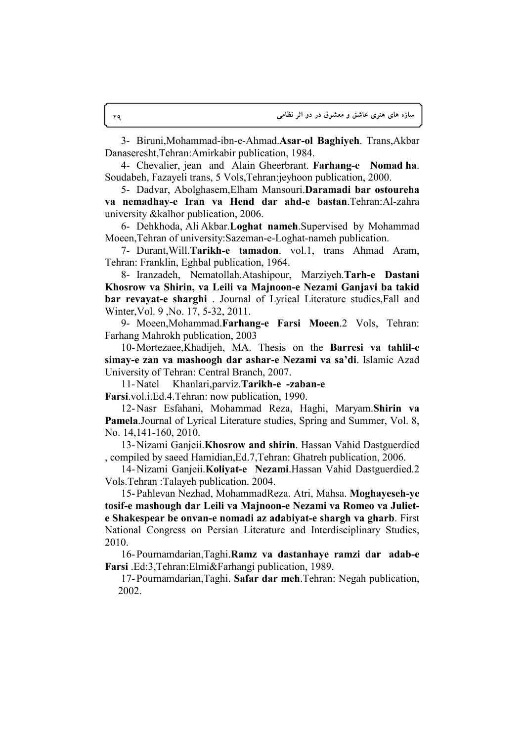3- Biruni,Mohammad-ibn-e-Ahmad.**Asar-ol Baghiyeh**. Trans,Akbar Danaseresht,Tehran:Amirkabir publication, 1984.

4- Chevalier, jean and Alain Gheerbrant. **Farhang-e Nomad ha**. Soudabeh, Fazayeli trans, 5 Vols,Tehran:jeyhoon publication, 2000.

5- Dadvar, Abolghasem,Elham Mansouri.**Daramadi bar ostoureha va nemadhay-e Iran va Hend dar ahd-e bastan**.Tehran:Al-zahra university &kalhor publication, 2006.

6- Dehkhoda, Ali Akbar.**Loghat nameh**.Supervised by Mohammad Moeen,Tehran of university:Sazeman-e-Loghat-nameh publication.

7- Durant,Will.**Tarikh-e tamadon**. vol.1, trans Ahmad Aram, Tehran: Franklin, Eghbal publication, 1964.

8- Iranzadeh, Nematollah.Atashipour, Marziyeh.**Tarh-e Dastani Khosrow va Shirin, va Leili va Majnoon-e Nezami Ganjavi ba takid bar revayat-e sharghi** . Journal of Lyrical Literature studies,Fall and Winter,Vol. 9 ,No. 17, 5-32, 2011.

9- Moeen,Mohammad.**Farhang-e Farsi Moeen**.2 Vols, Tehran: Farhang Mahrokh publication, 2003

10- Mortezaee,Khadijeh, MA. Thesis on the **Barresi va tahlil-e simay-e zan va mashoogh dar ashar-e Nezami va sa'di**. Islamic Azad University of Tehran: Central Branch, 2007.

11- Natel Khanlari,parviz.**Tarikh-e -zaban-e Farsi**.vol.i.Ed.4.Tehran: now publication, 1990.

12- Nasr Esfahani, Mohammad Reza, Haghi, Maryam.**Shirin va Pamela**.Journal of Lyrical Literature studies, Spring and Summer, Vol. 8, No. 14,141-160, 2010.

13- Nizami Ganjeii.**Khosrow and shirin**. Hassan Vahid Dastguerdied , compiled by saeed Hamidian,Ed.7,Tehran: Ghatreh publication, 2006.

14- Nizami Ganjeii.**Koliyat-e Nezami**.Hassan Vahid Dastguerdied.2 Vols.Tehran :Talayeh publication. 2004.

15- Pahlevan Nezhad, MohammadReza. Atri, Mahsa. **Moghayeseh-ye tosif-e mashough dar Leili va Majnoon-e Nezami va Romeo va Juliet-e Shakespear be onvan-e nomadi az adabiyat-e shargh va gharb**. First National Congress on Persian Literature and Interdisciplinary Studies, 2010.

16- Pournamdarian,Taghi.**Ramz va dastanhaye ramzi dar adab-e Farsi** .Ed:3,Tehran:Elmi&Farhangi publication, 1989.

17- Pournamdarian,Taghi. **Safar dar meh**.Tehran: Negah publication, 2002.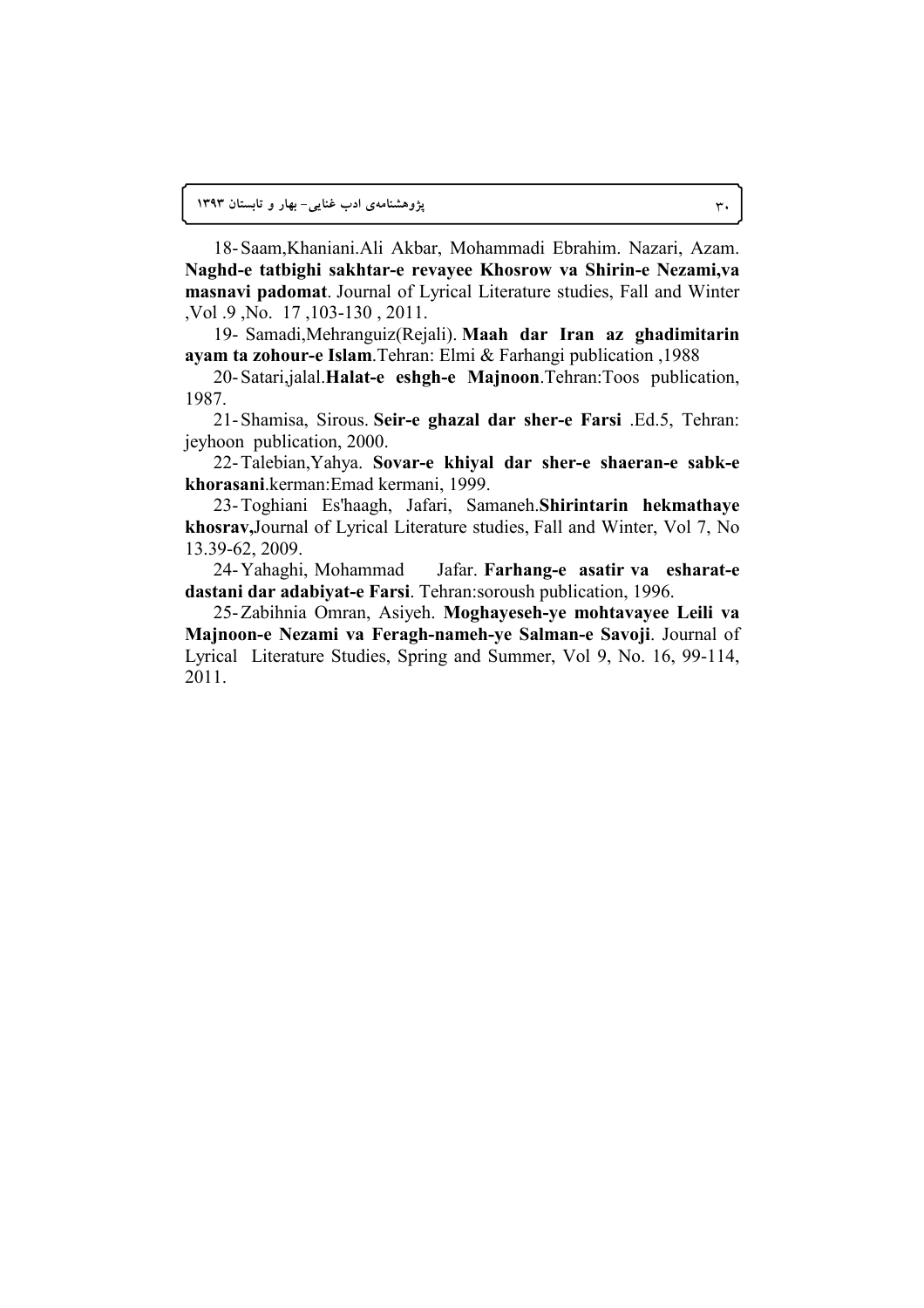18- Saam,Khaniani.Ali Akbar, Mohammadi Ebrahim. Nazari, Azam. **Naghd-e tatbighi sakhtar-e revayee Khosrow va Shirin-e Nezami,va masnavi padomat**. Journal of Lyrical Literature studies, Fall and Winter ,Vol .9 ,No. 17 ,103-130 , 2011.

19- Samadi,Mehranguiz(Rejali). **Maah dar Iran az ghadimitarin ayam ta zohour-e Islam**.Tehran: Elmi & Farhangi publication ,1988

20- Satari,jalal.**Halat-e eshgh-e Majnoon**.Tehran:Toos publication, 1987.

21- Shamisa, Sirous. **Seir-e ghazal dar sher-e Farsi** .Ed.5, Tehran: jeyhoon publication, 2000.

22- Talebian,Yahya. **Sovar-e khiyal dar sher-e shaeran-e sabk-e khorasani**.kerman:Emad kermani, 1999.

23- Toghiani Es'haagh, Jafari, Samaneh.**Shirintarin hekmathaye khosrav,**Journal of Lyrical Literature studies, Fall and Winter, Vol 7, No 13.39-62, 2009.

24- Yahaghi, Mohammad Jafar. **Farhang-e asatir va esharat-e dastani dar adabiyat-e Farsi**. Tehran:soroush publication, 1996.

25- Zabihnia Omran, Asiyeh. **Moghayeseh-ye mohtavayee Leili va Majnoon-e Nezami va Feragh-nameh-ye Salman-e Savoji**. Journal of Lyrical Literature Studies, Spring and Summer, Vol 9, No. 16, 99-114, 2011.